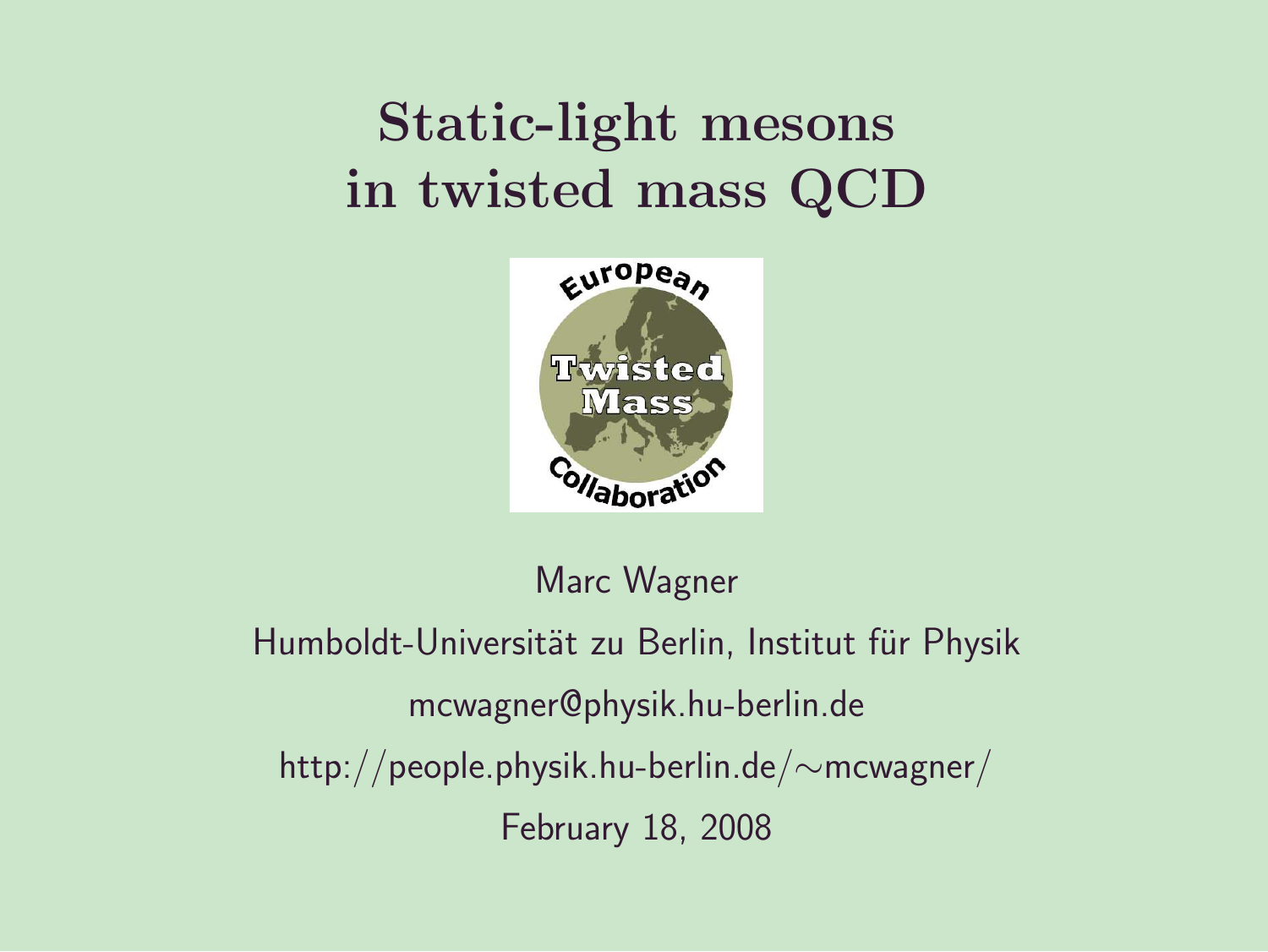# Static-light mesons in twisted mass QCD

Marc Wagner

Humboldt-Universität zu Berlin, Institut für Physik

mcwagner@physik.hu-berlin.de

http://people.physik.hu-berlin.de/∼mcwagner/

February 18, 2008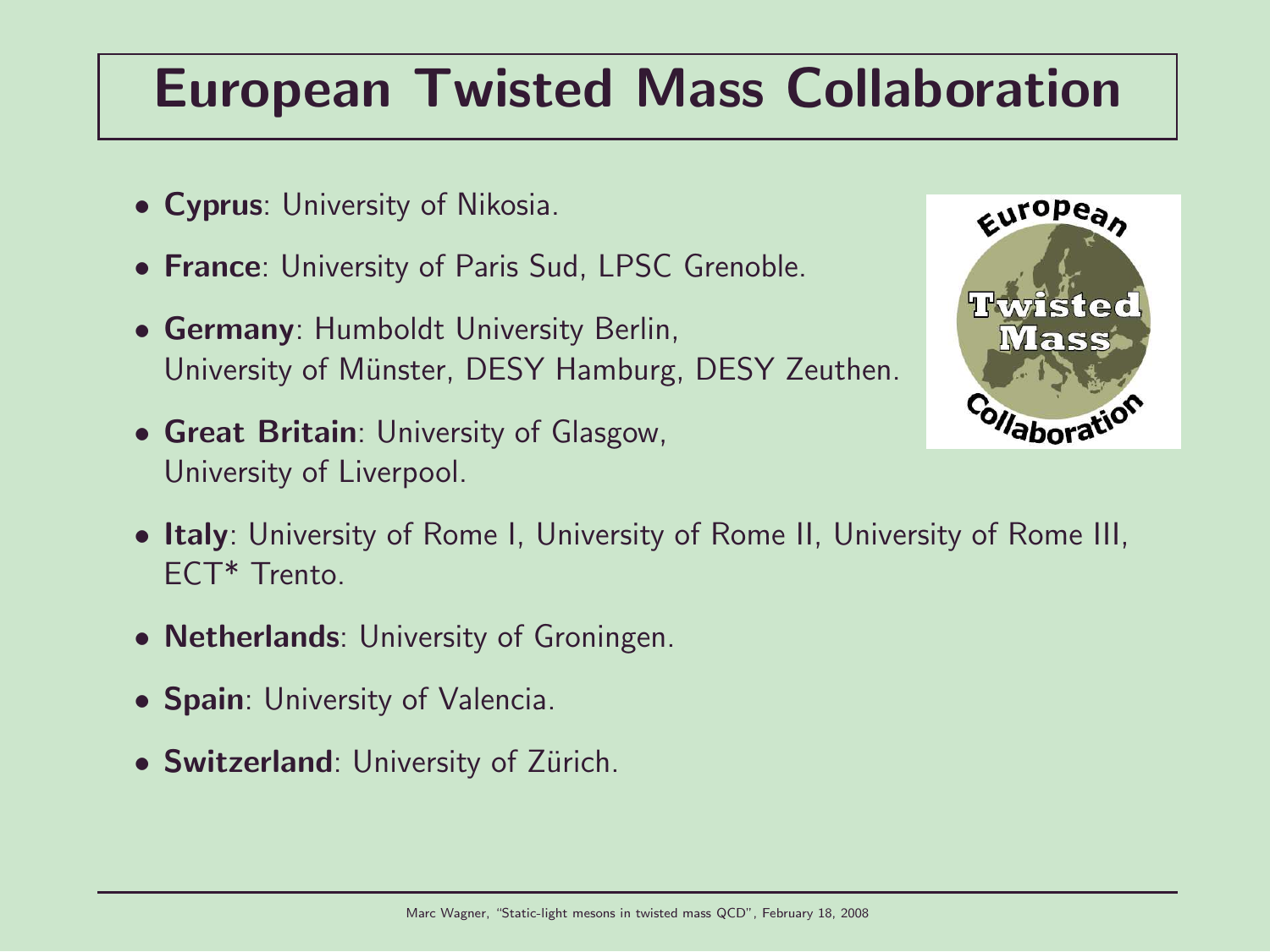# European Twisted Mass Collaboration

- **Cyprus**: University of Nikosia.
- **France**: University of Paris Sud, LPSC Grenoble.
- **Germany**: Humboldt University Berlin, University of Münster, DESY Hamburg, DESY Zeuthen.
- **Great Britain**: University of Glasgow, University of Liverpool.
- **Italy**: University of Rome I, University of Rome II, University of Rome III, ECT* Trento.
- **Netherlands**: University of Groningen.
- **Spain**: University of Valencia.
- **Switzerland**: University of Zürich.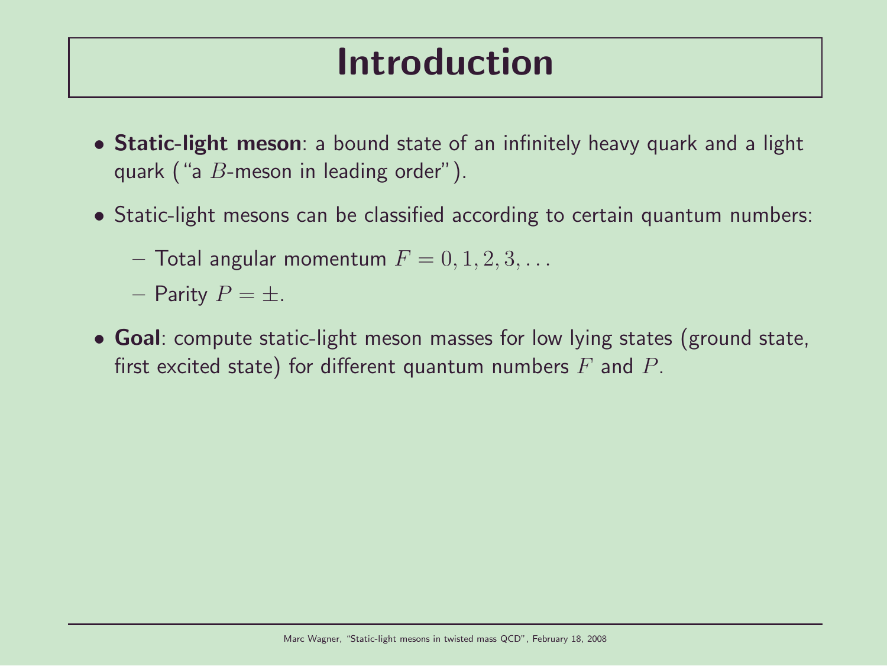# Introduction

- **Static-light meson**: a bound state of an infinitely heavy quark and a light quark ("a $B$-meson in leading order").
- Static-light mesons can be classified according to certain quantum numbers:
  - Total angular momentum $F = 0, 1, 2, 3, \ldots$
  - Parity $P = \pm$.
- **Goal**: compute static-light meson masses for low lying states (ground state, first excited state) for different quantum numbers $F$ and $P$.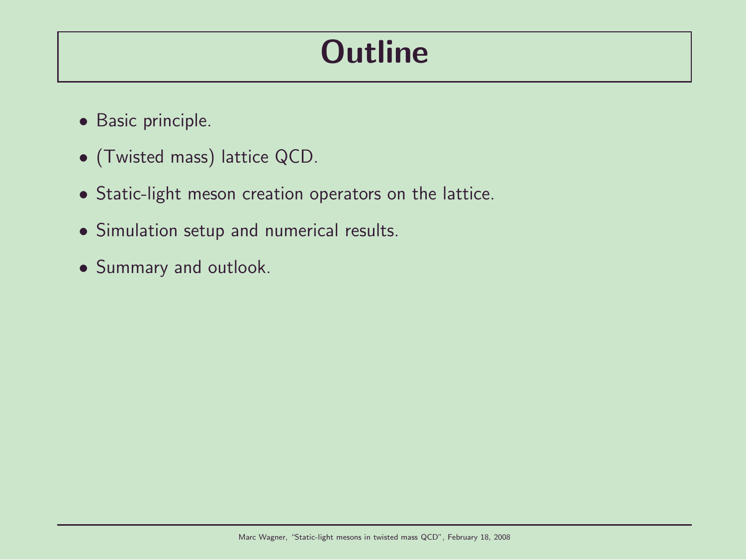# Outline

- Basic principle.
- (Twisted mass) lattice QCD.
- Static-light meson creation operators on the lattice.
- Simulation setup and numerical results.
- Summary and outlook.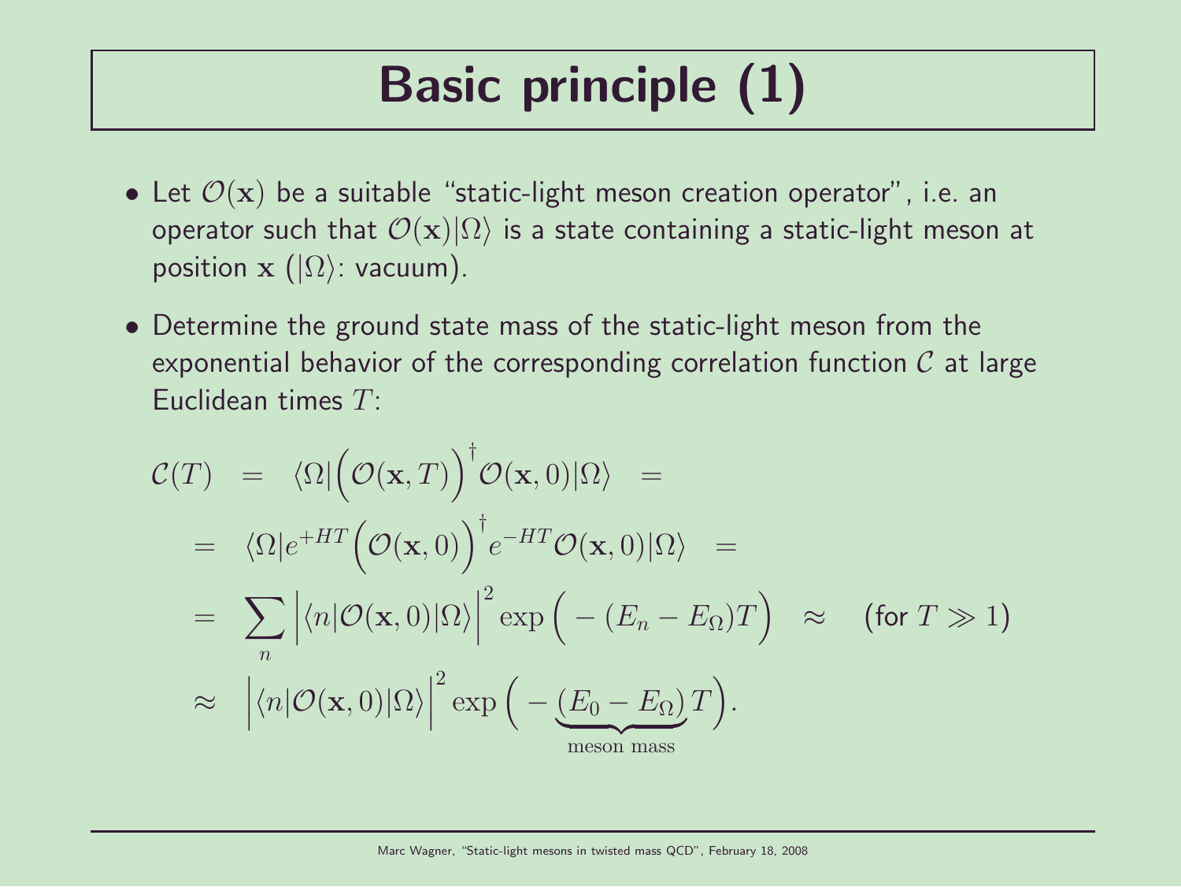# Basic principle (1)

- Let $\mathcal{O}(\mathbf{x})$ be a suitable "static-light meson creation operator", i.e. an operator such that $\mathcal{O}(\mathbf{x})|\Omega\rangle$ is a state containing a static-light meson at position $\mathbf{x}$ ($|\Omega\rangle$: vacuum).

- Determine the ground state mass of the static-light meson from the exponential behavior of the corresponding correlation function $\mathcal{C}$ at large Euclidean times $T$:

$$
\begin{aligned}
\mathcal{C}(T) \quad &= \quad \langle\Omega|\Big(\mathcal{O}(\mathbf{x},T)\Big)^{\dagger}\mathcal{O}(\mathbf{x},0)|\Omega\rangle \quad = \\
&= \quad \langle\Omega|e^{+HT}\Big(\mathcal{O}(\mathbf{x},0)\Big)^{\dagger}e^{-HT}\mathcal{O}(\mathbf{x},0)|\Omega\rangle \quad = \\
&= \quad \sum_n \Big|\langle n|\mathcal{O}(\mathbf{x},0)|\Omega\rangle\Big|^2 \exp\Big(-(E_n - E_\Omega)T\Big) \quad \approx \quad (\text{for } T \gg 1) \\
&\approx \quad \Big|\langle n|\mathcal{O}(\mathbf{x},0)|\Omega\rangle\Big|^2 \exp\Big(-\underbrace{(E_0 - E_\Omega)}_{\text{meson mass}}T\Big).
\end{aligned}
$$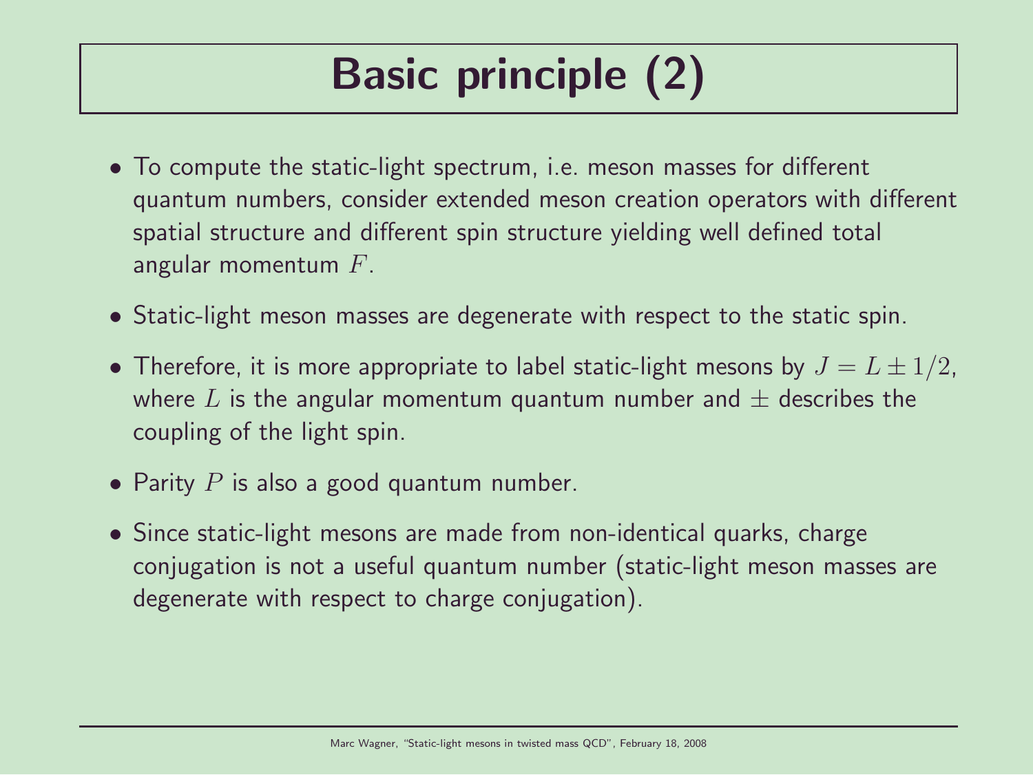# Basic principle (2)

- To compute the static-light spectrum, i.e. meson masses for different quantum numbers, consider extended meson creation operators with different spatial structure and different spin structure yielding well defined total angular momentum $F$.
- Static-light meson masses are degenerate with respect to the static spin.
- Therefore, it is more appropriate to label static-light mesons by $J = L \pm 1/2$, where $L$ is the angular momentum quantum number and $\pm$ describes the coupling of the light spin.
- Parity $P$ is also a good quantum number.
- Since static-light mesons are made from non-identical quarks, charge conjugation is not a useful quantum number (static-light meson masses are degenerate with respect to charge conjugation).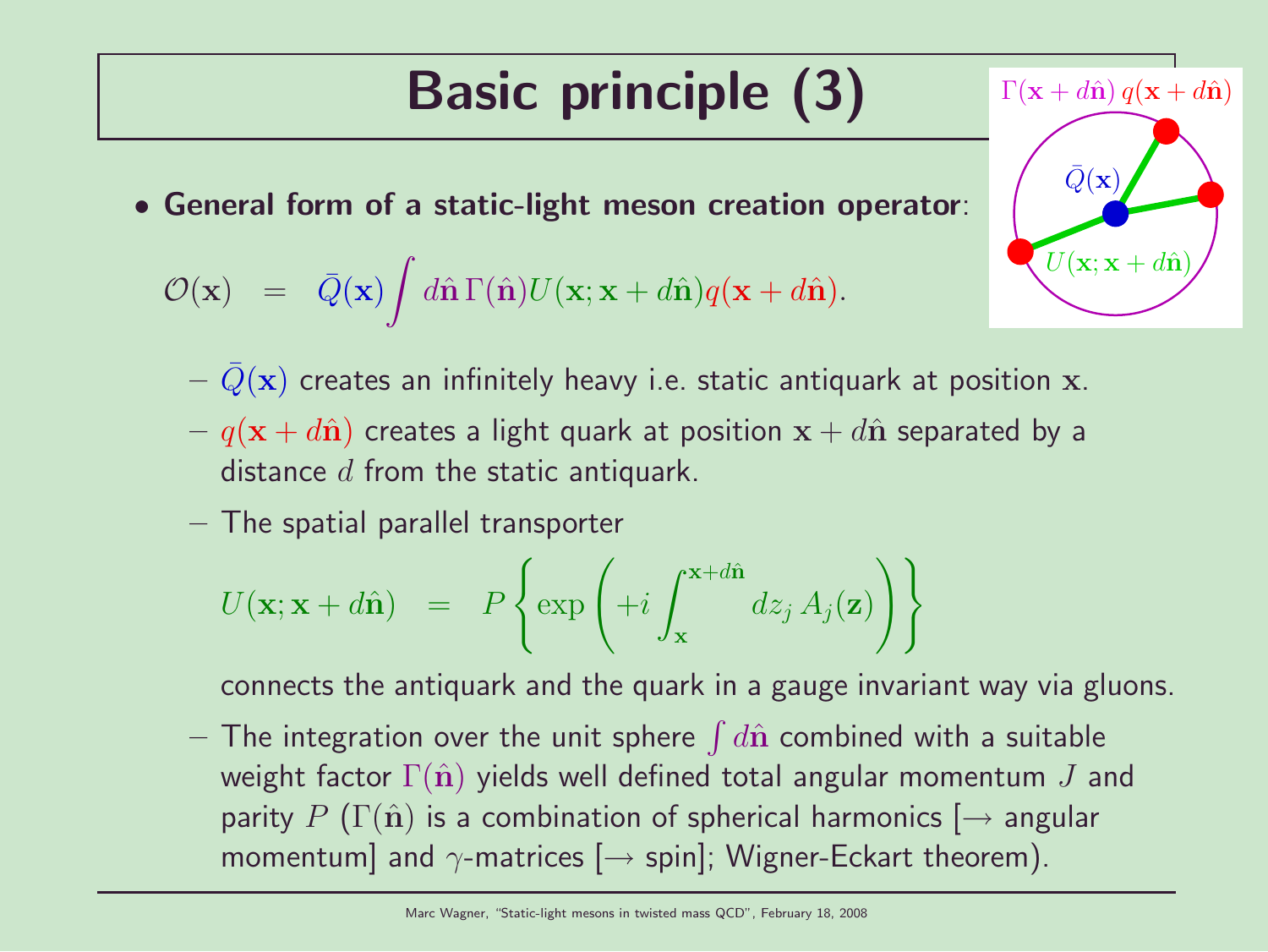# Basic principle (3)

- **General form of a static-light meson creation operator**:

$$\mathcal{O}(\mathbf{x}) \quad = \quad \bar{Q}(\mathbf{x}) \int d\hat{\mathbf{n}}\, \Gamma(\hat{\mathbf{n}}) U(\mathbf{x}; \mathbf{x} + d\hat{\mathbf{n}}) q(\mathbf{x} + d\hat{\mathbf{n}}).$$

$\Gamma(\mathbf{x} + d\hat{\mathbf{n}})\, q(\mathbf{x} + d\hat{\mathbf{n}})$

$\bar{Q}(\mathbf{x})$

$U(\mathbf{x}; \mathbf{x} + d\hat{\mathbf{n}})$

  - $\bar{Q}(\mathbf{x})$ creates an infinitely heavy i.e. static antiquark at position $\mathbf{x}$.
  - $q(\mathbf{x} + d\hat{\mathbf{n}})$ creates a light quark at position $\mathbf{x} + d\hat{\mathbf{n}}$ separated by a distance $d$ from the static antiquark.
  - The spatial parallel transporter

    $$U(\mathbf{x}; \mathbf{x} + d\hat{\mathbf{n}}) \quad = \quad P\left\{\exp\left(+i \int_{\mathbf{x}}^{\mathbf{x}+d\hat{\mathbf{n}}} dz_j\, A_j(\mathbf{z})\right)\right\}$$

    connects the antiquark and the quark in a gauge invariant way via gluons.
  - The integration over the unit sphere $\int d\hat{\mathbf{n}}$ combined with a suitable weight factor $\Gamma(\hat{\mathbf{n}})$ yields well defined total angular momentum $J$ and parity $P$ ($\Gamma(\hat{\mathbf{n}})$ is a combination of spherical harmonics [$\rightarrow$ angular momentum] and $\gamma$-matrices [$\rightarrow$ spin]; Wigner-Eckart theorem).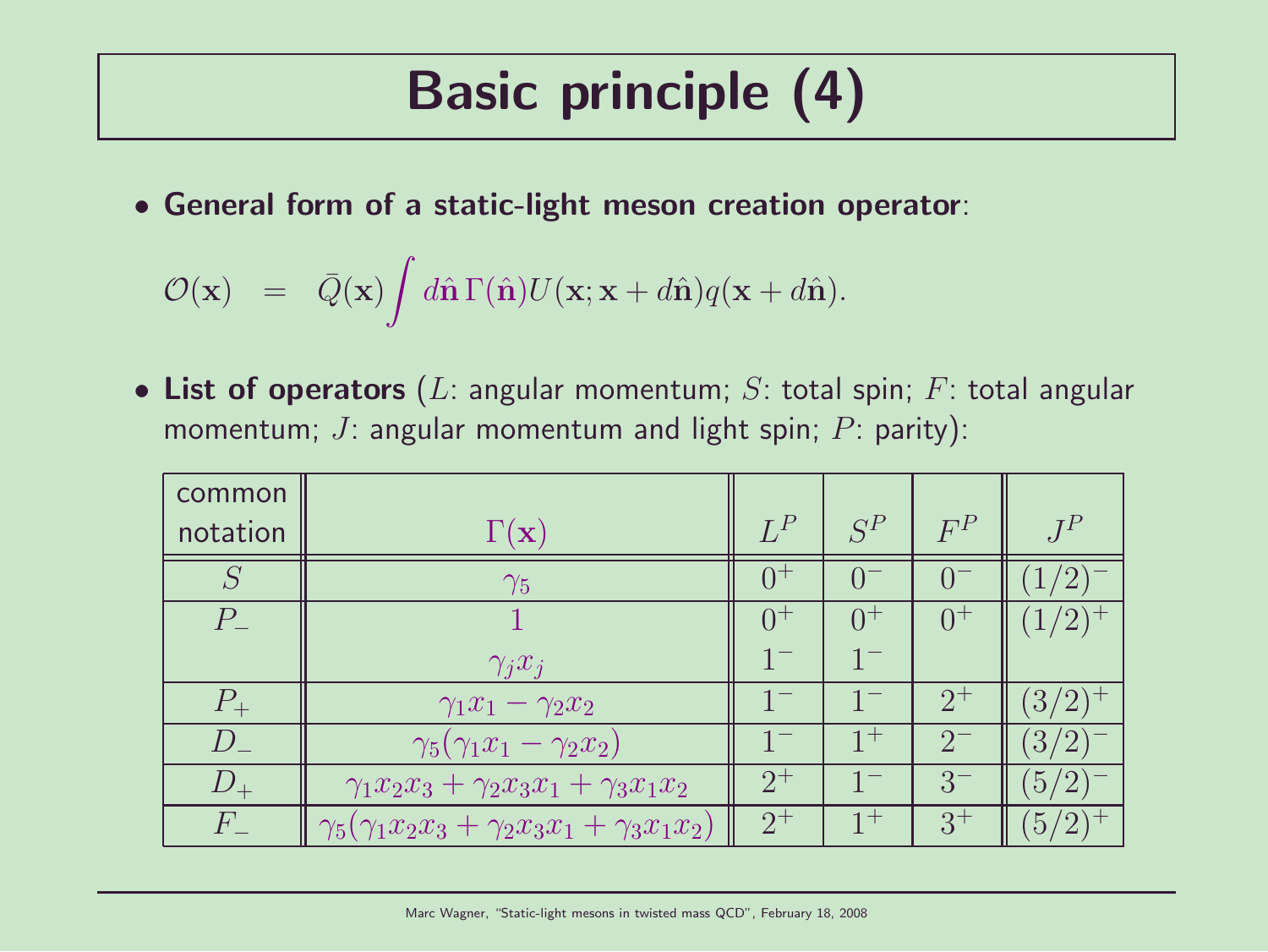# Basic principle (4)

- **General form of a static-light meson creation operator**:

$$\mathcal{O}(\mathbf{x}) \quad = \quad \bar{Q}(\mathbf{x}) \int d\hat{\mathbf{n}} \, \Gamma(\hat{\mathbf{n}}) U(\mathbf{x}; \mathbf{x} + d\hat{\mathbf{n}}) q(\mathbf{x} + d\hat{\mathbf{n}}).$$

- **List of operators** ($L$: angular momentum; $S$: total spin; $F$: total angular momentum; $J$: angular momentum and light spin; $P$: parity):

| common notation | $\Gamma(\mathbf{x})$ | $L^P$ | $S^P$ | $F^P$ | $J^P$ |
|---|---|---|---|---|---|
| $S$ | $\gamma_5$ | $0^+$ | $0^-$ | $0^-$ | $(1/2)^-$ |
| $P_-$ | $1$ | $0^+$ | $0^+$ | $0^+$ | $(1/2)^+$ |
| | $\gamma_j x_j$ | $1^-$ | $1^-$ | | |
| $P_+$ | $\gamma_1 x_1 - \gamma_2 x_2$ | $1^-$ | $1^-$ | $2^+$ | $(3/2)^+$ |
| $D_-$ | $\gamma_5(\gamma_1 x_1 - \gamma_2 x_2)$ | $1^-$ | $1^+$ | $2^-$ | $(3/2)^-$ |
| $D_+$ | $\gamma_1 x_2 x_3 + \gamma_2 x_3 x_1 + \gamma_3 x_1 x_2$ | $2^+$ | $1^-$ | $3^-$ | $(5/2)^-$ |
| $F_-$ | $\gamma_5(\gamma_1 x_2 x_3 + \gamma_2 x_3 x_1 + \gamma_3 x_1 x_2)$ | $2^+$ | $1^+$ | $3^+$ | $(5/2)^+$ |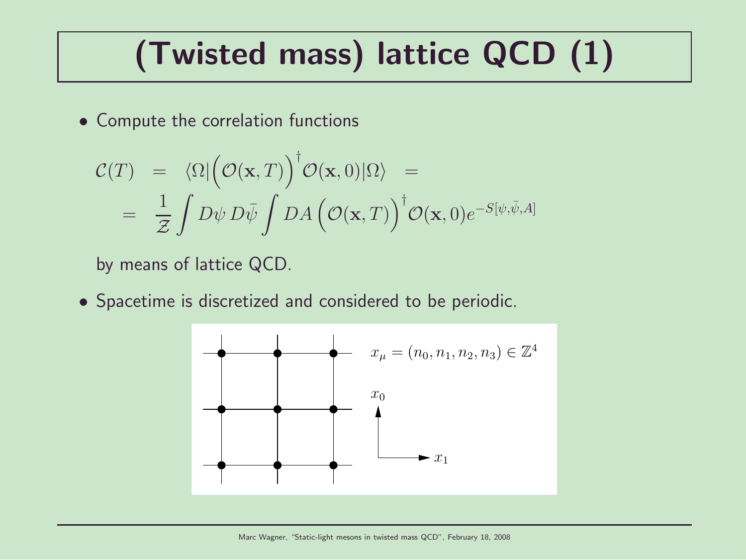# (Twisted mass) lattice QCD (1)

- Compute the correlation functions

$$
\begin{aligned}
\mathcal{C}(T) &= \langle\Omega|\Big(\mathcal{O}(\mathbf{x},T)\Big)^\dagger \mathcal{O}(\mathbf{x},0)|\Omega\rangle = \\
&= \frac{1}{\mathcal{Z}} \int D\psi \, D\bar{\psi} \int DA \, \Big(\mathcal{O}(\mathbf{x},T)\Big)^\dagger \mathcal{O}(\mathbf{x},0) e^{-S[\psi,\bar{\psi},A]}
\end{aligned}
$$

  by means of lattice QCD.

- Spacetime is discretized and considered to be periodic.

$x_\mu = (n_0, n_1, n_2, n_3) \in \mathbb{Z}^4$

$x_0$

$x_1$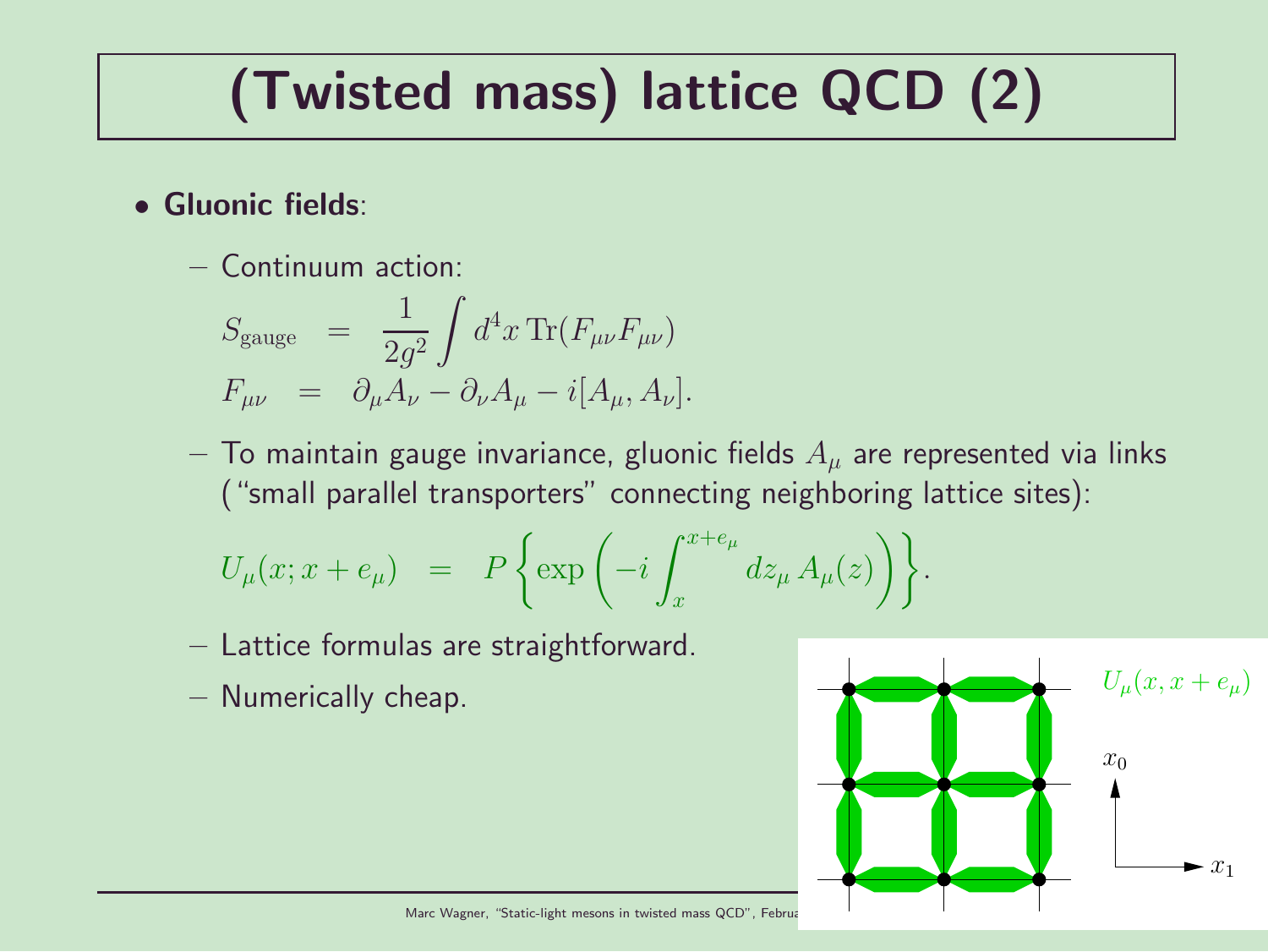# (Twisted mass) lattice QCD (2)

- **Gluonic fields**:
  - Continuum action:

$$S_{\rm gauge} = \frac{1}{2g^2} \int d^4x \, \mathrm{Tr}(F_{\mu\nu} F_{\mu\nu})$$

$$F_{\mu\nu} = \partial_\mu A_\nu - \partial_\nu A_\mu - i[A_\mu, A_\nu].$$

  - To maintain gauge invariance, gluonic fields $A_\mu$ are represented via links ("small parallel transporters" connecting neighboring lattice sites):

$$U_\mu(x; x+e_\mu) = P\left\{\exp\left(-i\int_x^{x+e_\mu} dz_\mu \, A_\mu(z)\right)\right\}.$$

  - Lattice formulas are straightforward.
  - Numerically cheap.

$U_\mu(x, x+e_\mu)$

$x_0$

$x_1$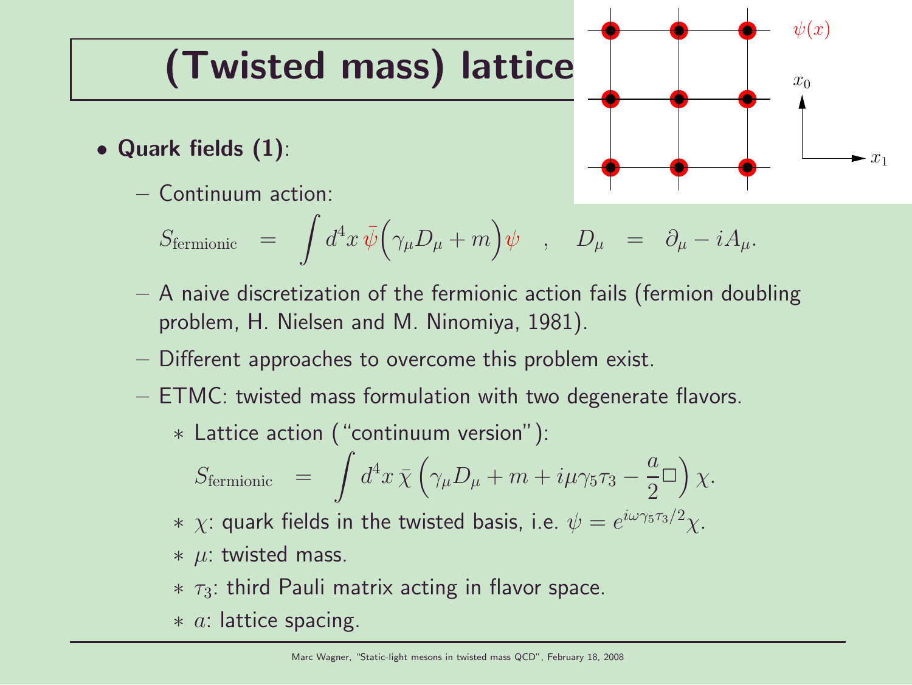# (Twisted mass) lattice QCD

$\psi(x)$

$x_0$

$x_1$

- **Quark fields (1)**:
  - Continuum action:

$$S_{\text{fermionic}} = \int d^4x\, \bar{\psi}\Big(\gamma_\mu D_\mu + m\Big)\psi \quad , \quad D_\mu = \partial_\mu - iA_\mu.$$

  - A naive discretization of the fermionic action fails (fermion doubling problem, H. Nielsen and M. Ninomiya, 1981).
  - Different approaches to overcome this problem exist.
  - ETMC: twisted mass formulation with two degenerate flavors.
    * Lattice action ("continuum version"):

$$S_{\text{fermionic}} = \int d^4x\, \bar{\chi}\left(\gamma_\mu D_\mu + m + i\mu\gamma_5\tau_3 - \frac{a}{2}\Box\right)\chi.$$

    * $\chi$: quark fields in the twisted basis, i.e. $\psi = e^{i\omega\gamma_5\tau_3/2}\chi$.
    * $\mu$: twisted mass.
    * $\tau_3$: third Pauli matrix acting in flavor space.
    * $a$: lattice spacing.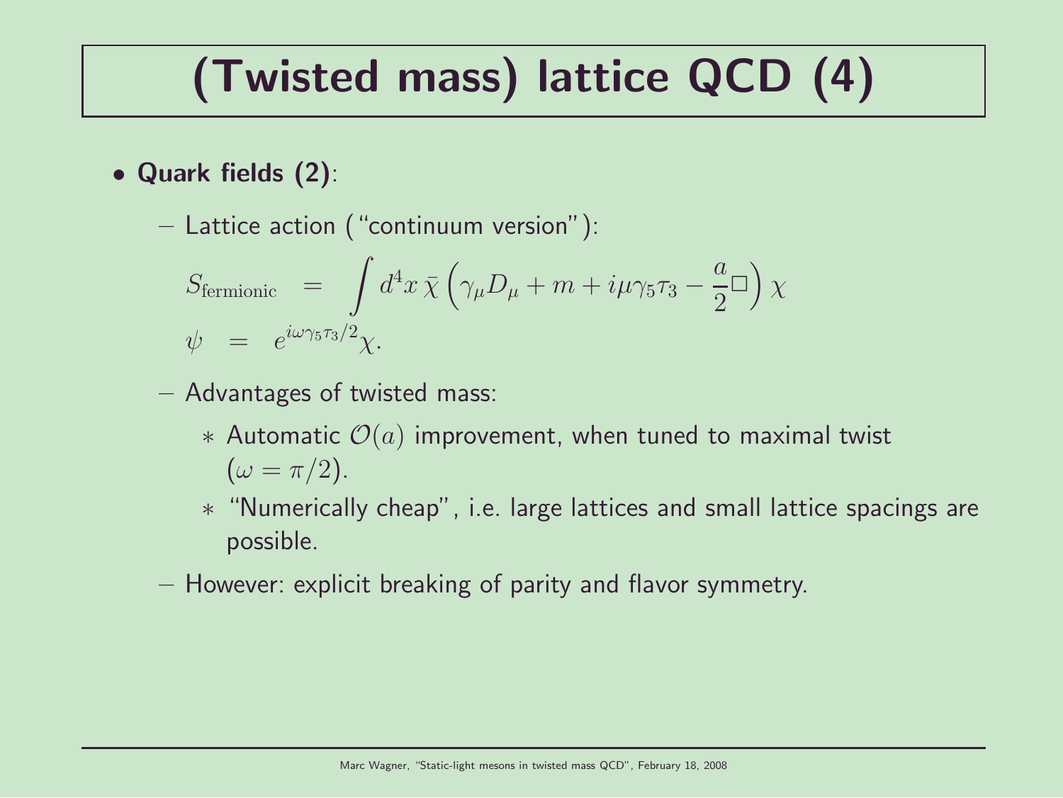# (Twisted mass) lattice QCD (4)

- **Quark fields (2)**:
  - Lattice action ("continuum version"):

$$S_{\text{fermionic}} = \int d^4x \, \bar{\chi} \left( \gamma_\mu D_\mu + m + i\mu\gamma_5\tau_3 - \frac{a}{2}\Box \right) \chi$$

$$\psi = e^{i\omega\gamma_5\tau_3/2}\chi.$$

  - Advantages of twisted mass:
    - Automatic $\mathcal{O}(a)$ improvement, when tuned to maximal twist ($\omega = \pi/2$).
    - "Numerically cheap", i.e. large lattices and small lattice spacings are possible.
  - However: explicit breaking of parity and flavor symmetry.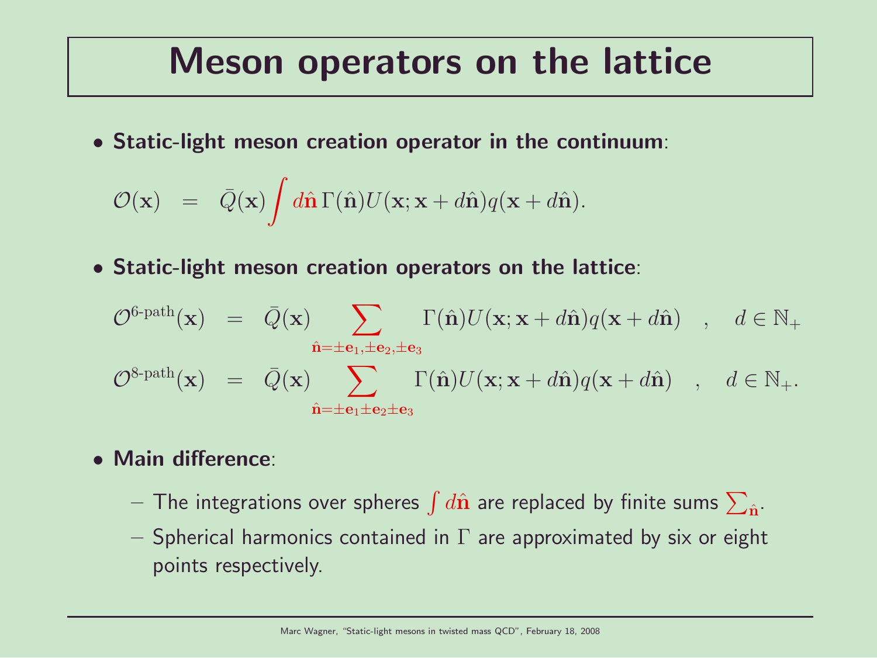# Meson operators on the lattice

- **Static-light meson creation operator in the continuum**:

$$\mathcal{O}(\mathbf{x}) \quad = \quad \bar{Q}(\mathbf{x}) \int d\hat{\mathbf{n}} \, \Gamma(\hat{\mathbf{n}}) U(\mathbf{x}; \mathbf{x} + d\hat{\mathbf{n}}) q(\mathbf{x} + d\hat{\mathbf{n}}).$$

- **Static-light meson creation operators on the lattice**:

$$\mathcal{O}^{\text{6-path}}(\mathbf{x}) \quad = \quad \bar{Q}(\mathbf{x}) \sum_{\hat{\mathbf{n}} = \pm\mathbf{e}_1, \pm\mathbf{e}_2, \pm\mathbf{e}_3} \Gamma(\hat{\mathbf{n}}) U(\mathbf{x}; \mathbf{x} + d\hat{\mathbf{n}}) q(\mathbf{x} + d\hat{\mathbf{n}}) \quad , \quad d \in \mathbb{N}_+$$

$$\mathcal{O}^{\text{8-path}}(\mathbf{x}) \quad = \quad \bar{Q}(\mathbf{x}) \sum_{\hat{\mathbf{n}} = \pm\mathbf{e}_1 \pm\mathbf{e}_2 \pm\mathbf{e}_3} \Gamma(\hat{\mathbf{n}}) U(\mathbf{x}; \mathbf{x} + d\hat{\mathbf{n}}) q(\mathbf{x} + d\hat{\mathbf{n}}) \quad , \quad d \in \mathbb{N}_+.$$

- **Main difference**:
  - The integrations over spheres $\int d\hat{\mathbf{n}}$ are replaced by finite sums $\sum_{\hat{\mathbf{n}}}$.
  - Spherical harmonics contained in $\Gamma$ are approximated by six or eight points respectively.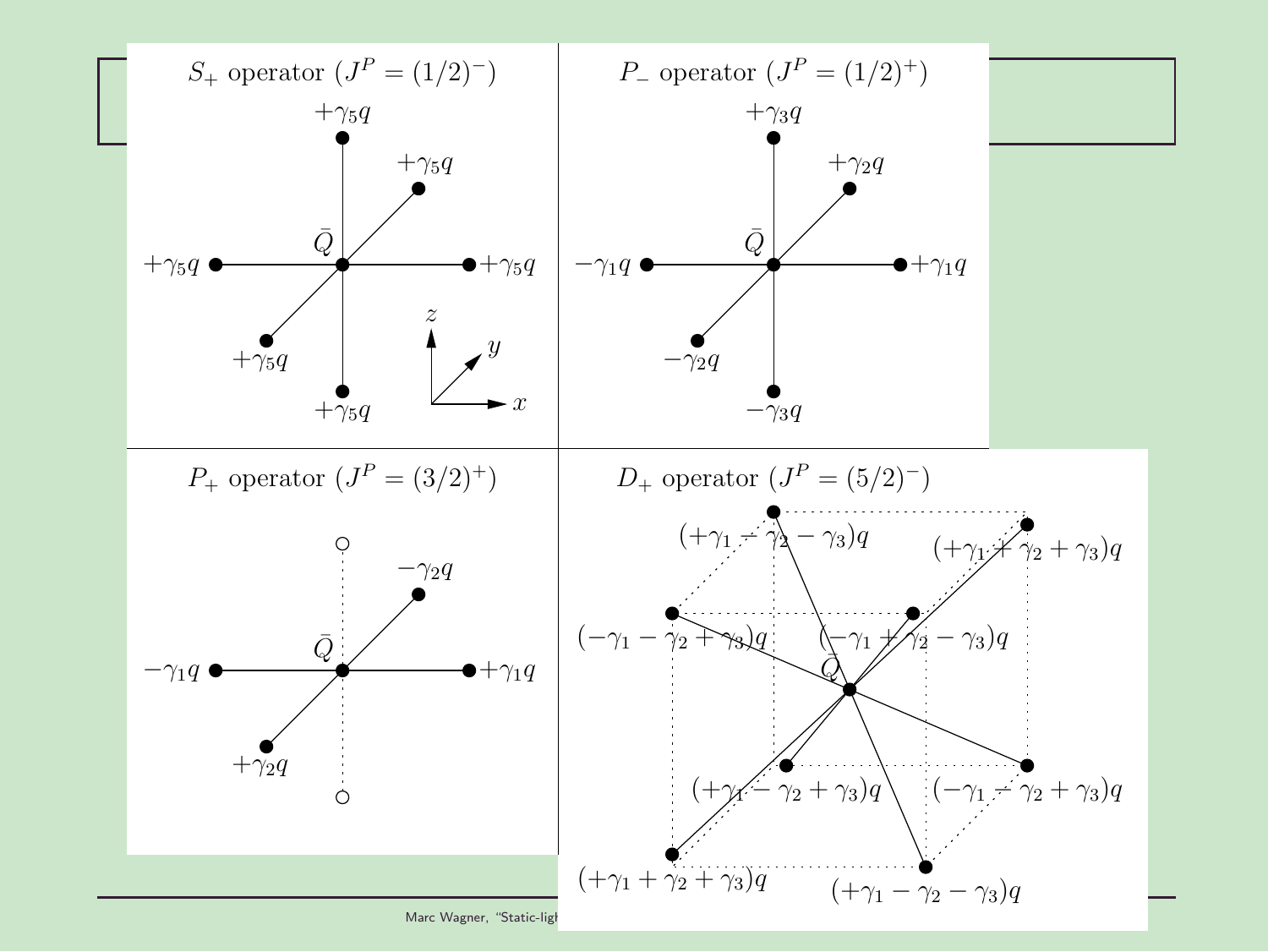$S_+$ operator ($J^P = (1/2)^-$)

$+\gamma_5 q$

$+\gamma_5 q$

$\bar{Q}$

$+\gamma_5 q$

$+\gamma_5 q$

$+\gamma_5 q$

$+\gamma_5 q$

$z$

$y$

$x$

$P_-$ operator ($J^P = (1/2)^+$)

$+\gamma_3 q$

$+\gamma_2 q$

$\bar{Q}$

$-\gamma_1 q$

$+\gamma_1 q$

$-\gamma_2 q$

$-\gamma_3 q$

$P_+$ operator ($J^P = (3/2)^+$)

$-\gamma_2 q$

$\bar{Q}$

$-\gamma_1 q$

$+\gamma_1 q$

$+\gamma_2 q$

$D_+$ operator ($J^P = (5/2)^-$)

$(+\gamma_1 - \gamma_2 - \gamma_3)q$

$(+\gamma_1 + \gamma_2 + \gamma_3)q$

$(-\gamma_1 - \gamma_2 + \gamma_3)q$

$(-\gamma_1 + \gamma_2 - \gamma_3)q$

$\bar{Q}$

$(+\gamma_1 - \gamma_2 + \gamma_3)q$

$(-\gamma_1 - \gamma_2 + \gamma_3)q$

$(+\gamma_1 + \gamma_2 + \gamma_3)q$

$(+\gamma_1 - \gamma_2 - \gamma_3)q$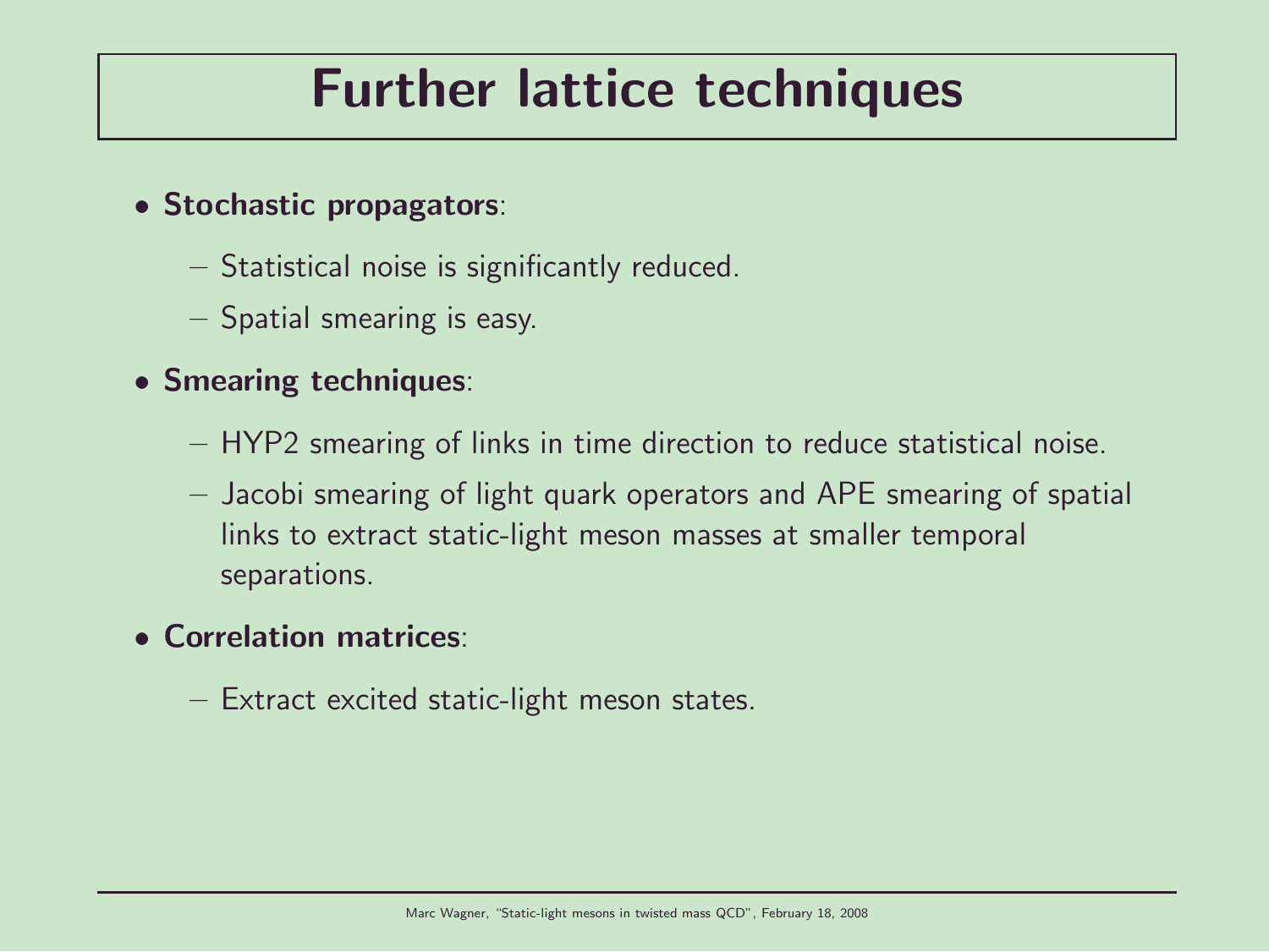# Further lattice techniques

- **Stochastic propagators**:
  - Statistical noise is significantly reduced.
  - Spatial smearing is easy.
- **Smearing techniques**:
  - HYP2 smearing of links in time direction to reduce statistical noise.
  - Jacobi smearing of light quark operators and APE smearing of spatial links to extract static-light meson masses at smaller temporal separations.
- **Correlation matrices**:
  - Extract excited static-light meson states.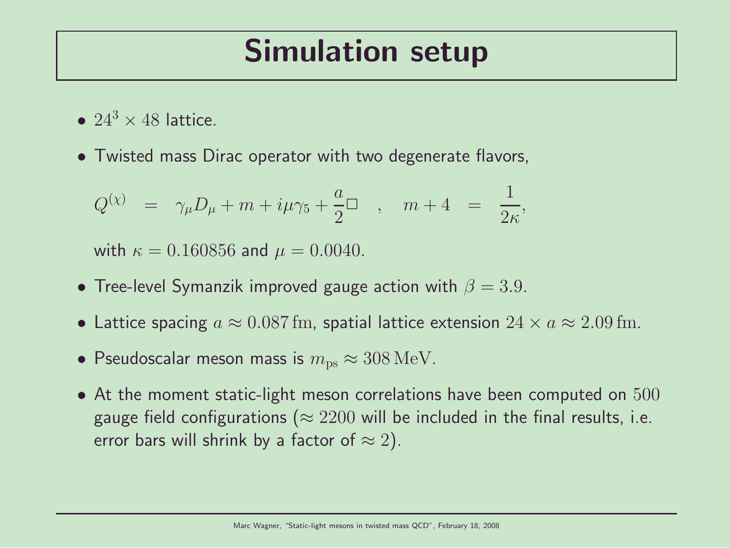# Simulation setup

- $24^3 \times 48$ lattice.
- Twisted mass Dirac operator with two degenerate flavors,

$$Q^{(\chi)} \;\; = \;\; \gamma_\mu D_\mu + m + i\mu\gamma_5 + \frac{a}{2}\Box \quad , \quad m + 4 \;\; = \;\; \frac{1}{2\kappa},$$

  with $\kappa = 0.160856$ and $\mu = 0.0040$.

- Tree-level Symanzik improved gauge action with $\beta = 3.9$.
- Lattice spacing $a \approx 0.087\,\mathrm{fm}$, spatial lattice extension $24 \times a \approx 2.09\,\mathrm{fm}$.
- Pseudoscalar meson mass is $m_{\mathrm{ps}} \approx 308\,\mathrm{MeV}$.
- At the moment static-light meson correlations have been computed on $500$ gauge field configurations ($\approx 2200$ will be included in the final results, i.e. error bars will shrink by a factor of $\approx 2$).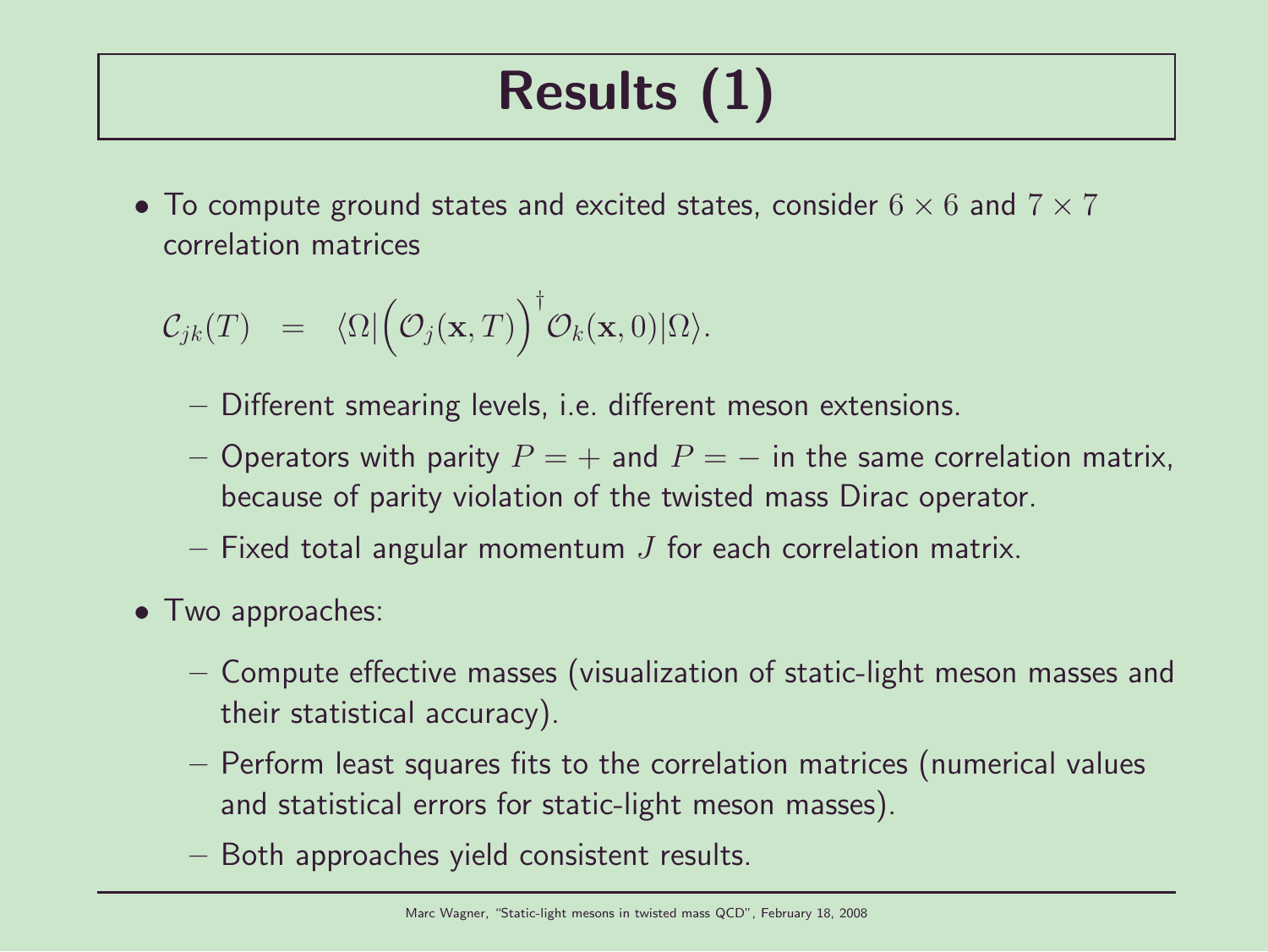# Results (1)

- To compute ground states and excited states, consider $6 \times 6$ and $7 \times 7$ correlation matrices

$$\mathcal{C}_{jk}(T) \quad = \quad \langle \Omega | \Big( \mathcal{O}_j(\mathbf{x}, T) \Big)^\dagger \mathcal{O}_k(\mathbf{x}, 0) | \Omega \rangle.$$

  - Different smearing levels, i.e. different meson extensions.
  - Operators with parity $P = +$ and $P = -$ in the same correlation matrix, because of parity violation of the twisted mass Dirac operator.
  - Fixed total angular momentum $J$ for each correlation matrix.

- Two approaches:
  - Compute effective masses (visualization of static-light meson masses and their statistical accuracy).
  - Perform least squares fits to the correlation matrices (numerical values and statistical errors for static-light meson masses).
  - Both approaches yield consistent results.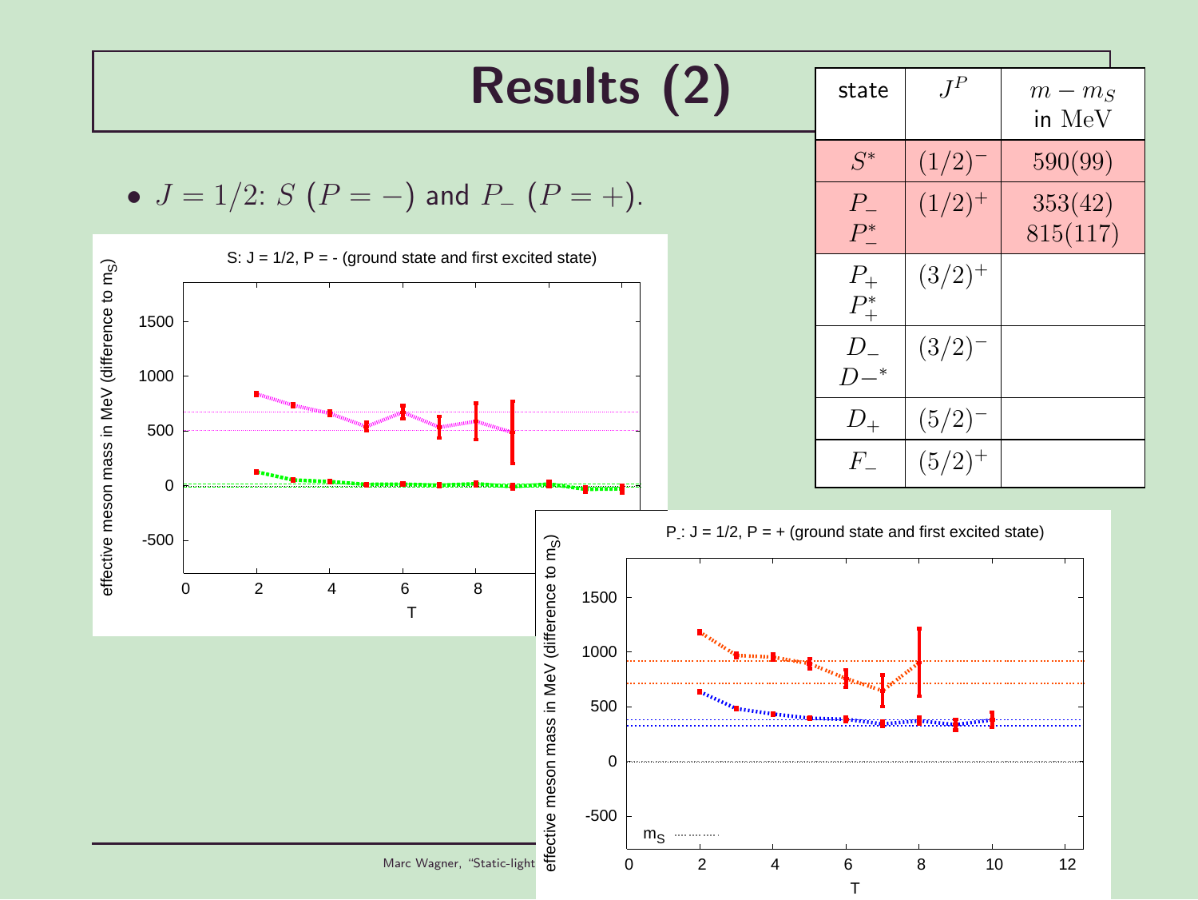# Results (2)

- $J = 1/2$: $S$ ($P = -$) and $P_-$ ($P = +$).

| state | $J^P$ | $m - m_S$ in MeV |
|---|---|---|
| $S^*$ | $(1/2)^-$ | $590(99)$ |
| $P_-$ <br> $P_-^*$ | $(1/2)^+$ | $353(42)$ <br> $815(117)$ |
| $P_+$ <br> $P_+^*$ | $(3/2)^+$ | |
| $D_-$ <br> $D-^*$ | $(3/2)^-$ | |
| $D_+$ | $(5/2)^-$ | |
| $F_-$ | $(5/2)^+$ | |

S: J = 1/2, P = - (ground state and first excited state)

effective meson mass in MeV (difference to $m_S$)

1500
1000
500
0
-500

0 2 4 6 8

T

$P_-$: J = 1/2, P = + (ground state and first excited state)

effective meson mass in MeV (difference to $m_S$)

1500
1000
500
0
-500

$m_S$

0 2 4 6 8 10 12

T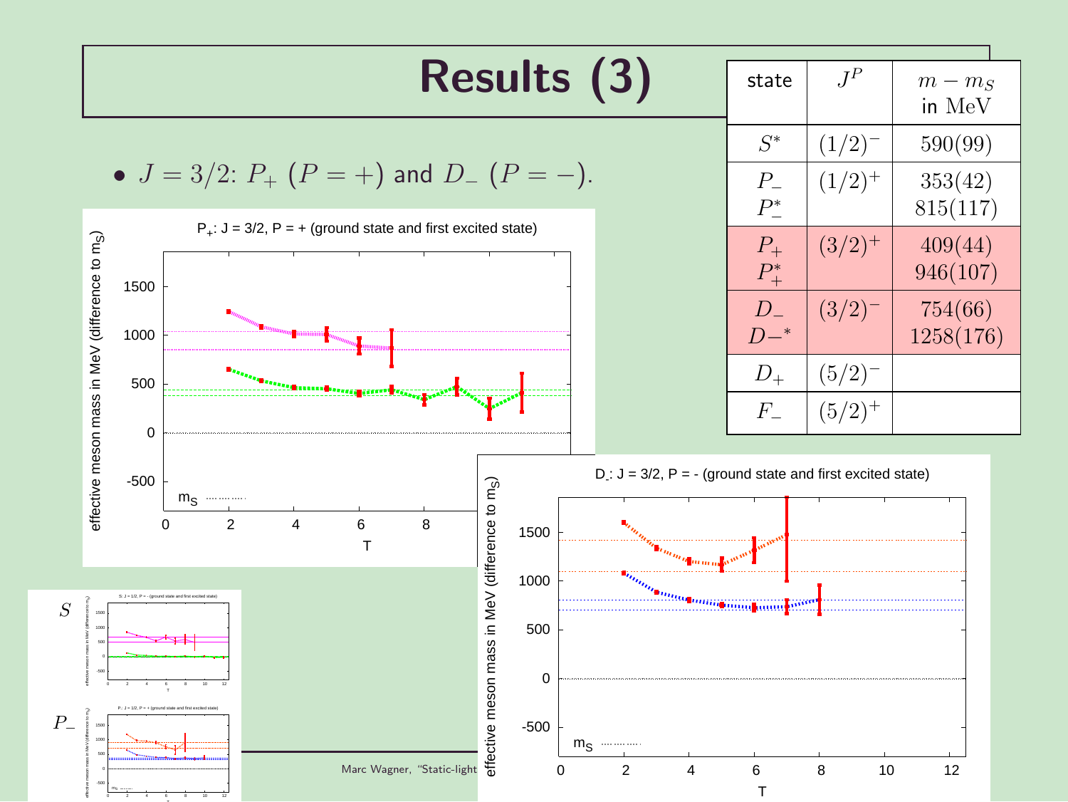# Results (3)

- $J = 3/2$: $P_+$ ($P = +$) and $D_-$ ($P = -$).

| state | $J^P$ | $m - m_S$ in MeV |
|---|---|---|
| $S^*$ | $(1/2)^-$ | 590(99) |
| $P_-$ <br> $P_-^*$ | $(1/2)^+$ | 353(42) <br> 815(117) |
| $P_+$ <br> $P_+^*$ | $(3/2)^+$ | 409(44) <br> 946(107) |
| $D_-$ <br> $D-^*$ | $(3/2)^-$ | 754(66) <br> 1258(176) |
| $D_+$ | $(5/2)^-$ | |
| $F_-$ | $(5/2)^+$ | |

P+: J = 3/2, P = + (ground state and first excited state)

effective meson mass in MeV (difference to $m_S$)

1500
1000
500
0
-500

$m_S$

0 2 4 6 8

T

D-: J = 3/2, P = - (ground state and first excited state)

effective meson mass in MeV (difference to $m_S$)

1500
1000
500
0
-500

$m_S$

0 2 4 6 8 10 12

T

$S$

S: J = 1/2, P = - (ground state and first excited state)

$P_-$

P-: J = 1/2, P = + (ground state and first excited state)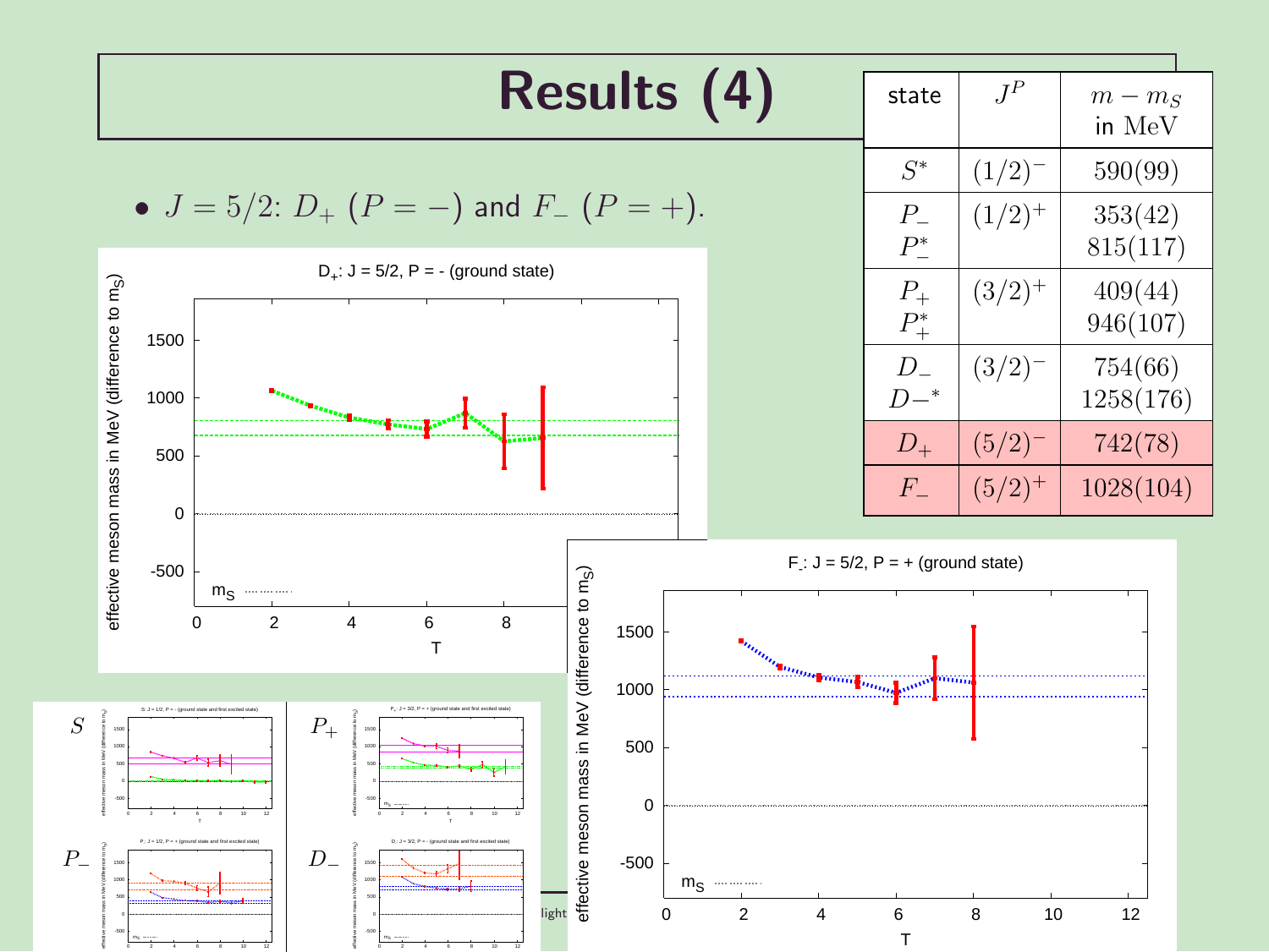# Results (4)

- $J = 5/2$: $D_+$ ($P = -$) and $F_-$ ($P = +$).

| state | $J^P$ | $m - m_S$ in MeV |
|---|---|---|
| $S^*$ | $(1/2)^-$ | 590(99) |
| $P_-$<br>$P_-^*$ | $(1/2)^+$ | 353(42)<br>815(117) |
| $P_+$<br>$P_+^*$ | $(3/2)^+$ | 409(44)<br>946(107) |
| $D_-$<br>$D-^*$ | $(3/2)^-$ | 754(66)<br>1258(176) |
| $D_+$ | $(5/2)^-$ | 742(78) |
| $F_-$ | $(5/2)^+$ | 1028(104) |

$D_+$: J = 5/2, P = - (ground state)

effective meson mass in MeV (difference to $m_S$)

1500
1000
500
0
-500

$m_S$

0 2 4 6 8

T

$F_-$: J = 5/2, P = + (ground state)

effective meson mass in MeV (difference to $m_S$)

1500
1000
500
0
-500

$m_S$

0 2 4 6 8 10 12

T

$S$

S: J = 1/2, P = - (ground state and first excited state)

$P_+$

$P_+$: J = 3/2, P = + (ground state and first excited state)

$P_-$

$P_-$: J = 1/2, P = + (ground state and first excited state)

$D_-$

$D_-$: J = 3/2, P = - (ground state and first excited state)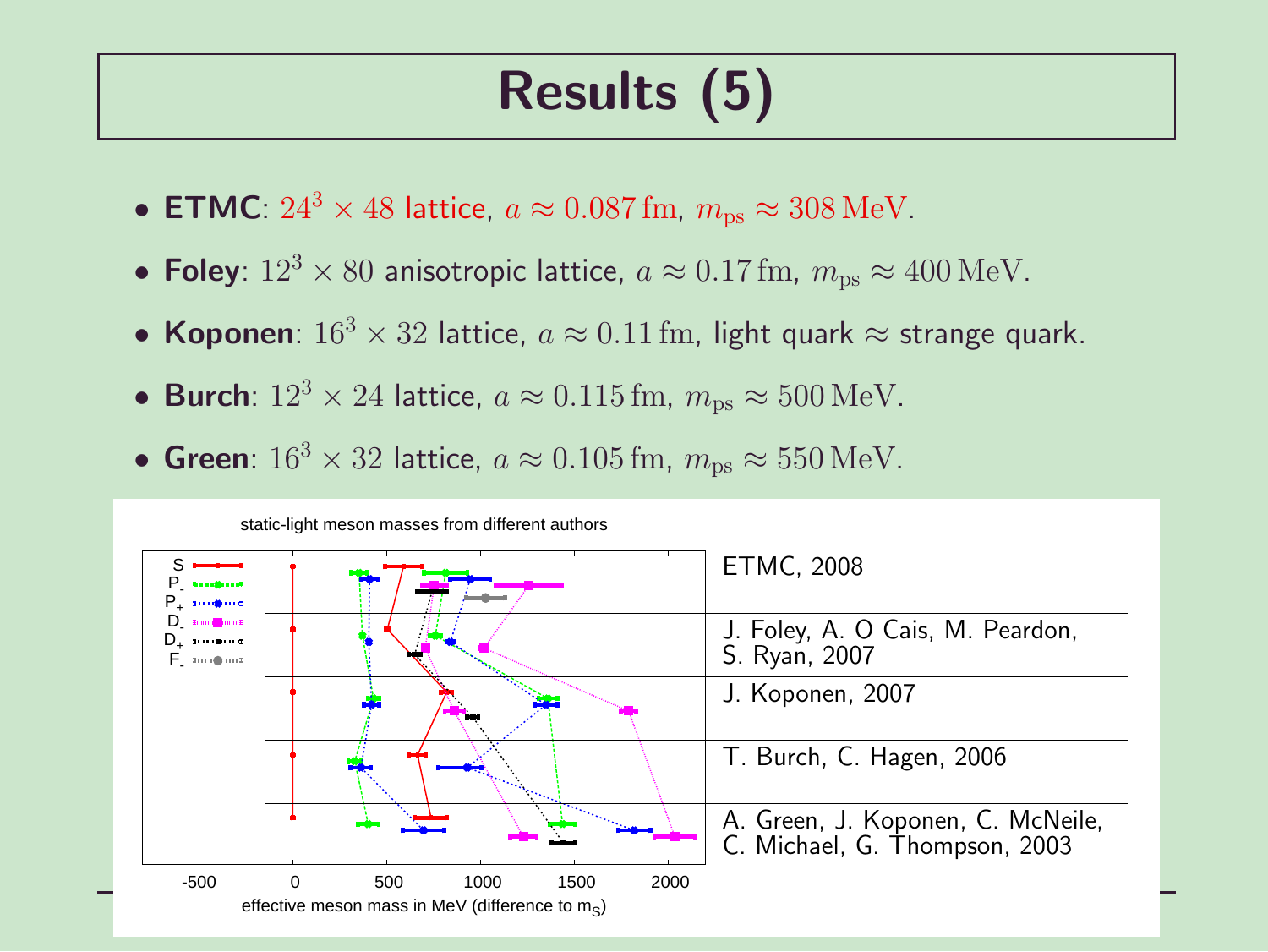# Results (5)

- **ETMC**: $24^3 \times 48$ lattice, $a \approx 0.087\,\mathrm{fm}$, $m_{\mathrm{ps}} \approx 308\,\mathrm{MeV}$.
- **Foley**: $12^3 \times 80$ anisotropic lattice, $a \approx 0.17\,\mathrm{fm}$, $m_{\mathrm{ps}} \approx 400\,\mathrm{MeV}$.
- **Koponen**: $16^3 \times 32$ lattice, $a \approx 0.11\,\mathrm{fm}$, light quark $\approx$ strange quark.
- **Burch**: $12^3 \times 24$ lattice, $a \approx 0.115\,\mathrm{fm}$, $m_{\mathrm{ps}} \approx 500\,\mathrm{MeV}$.
- **Green**: $16^3 \times 32$ lattice, $a \approx 0.105\,\mathrm{fm}$, $m_{\mathrm{ps}} \approx 550\,\mathrm{MeV}$.

static-light meson masses from different authors

S
$P_-$
$P_+$
$D_-$
$D_+$
$F_-$

ETMC, 2008
J. Foley, A. O Cais, M. Peardon, S. Ryan, 2007
J. Koponen, 2007
T. Burch, C. Hagen, 2006
A. Green, J. Koponen, C. McNeile, C. Michael, G. Thompson, 2003

-500 0 500 1000 1500 2000

effective meson mass in MeV (difference to $m_S$)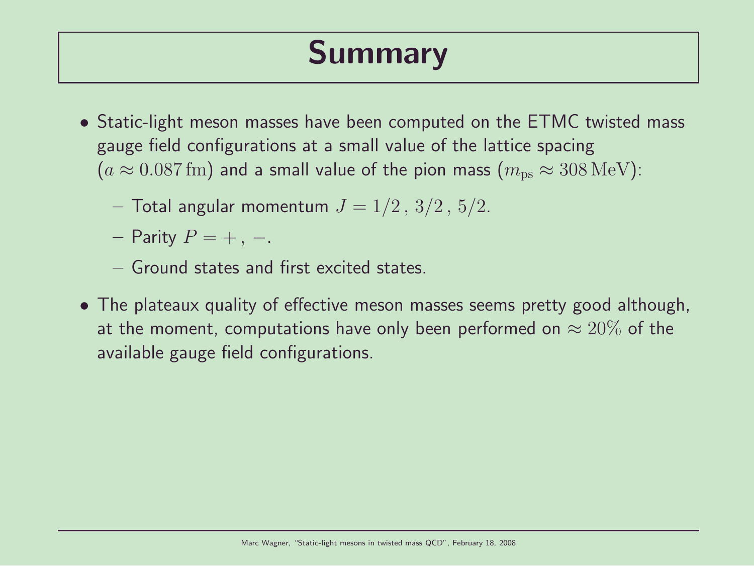# Summary

- Static-light meson masses have been computed on the ETMC twisted mass gauge field configurations at a small value of the lattice spacing ($a \approx 0.087\,\mathrm{fm}$) and a small value of the pion mass ($m_{\mathrm{ps}} \approx 308\,\mathrm{MeV}$):
  - Total angular momentum $J = 1/2\,,\, 3/2\,,\, 5/2$.
  - Parity $P = +\,,\, -$.
  - Ground states and first excited states.
- The plateaux quality of effective meson masses seems pretty good although, at the moment, computations have only been performed on $\approx 20\%$ of the available gauge field configurations.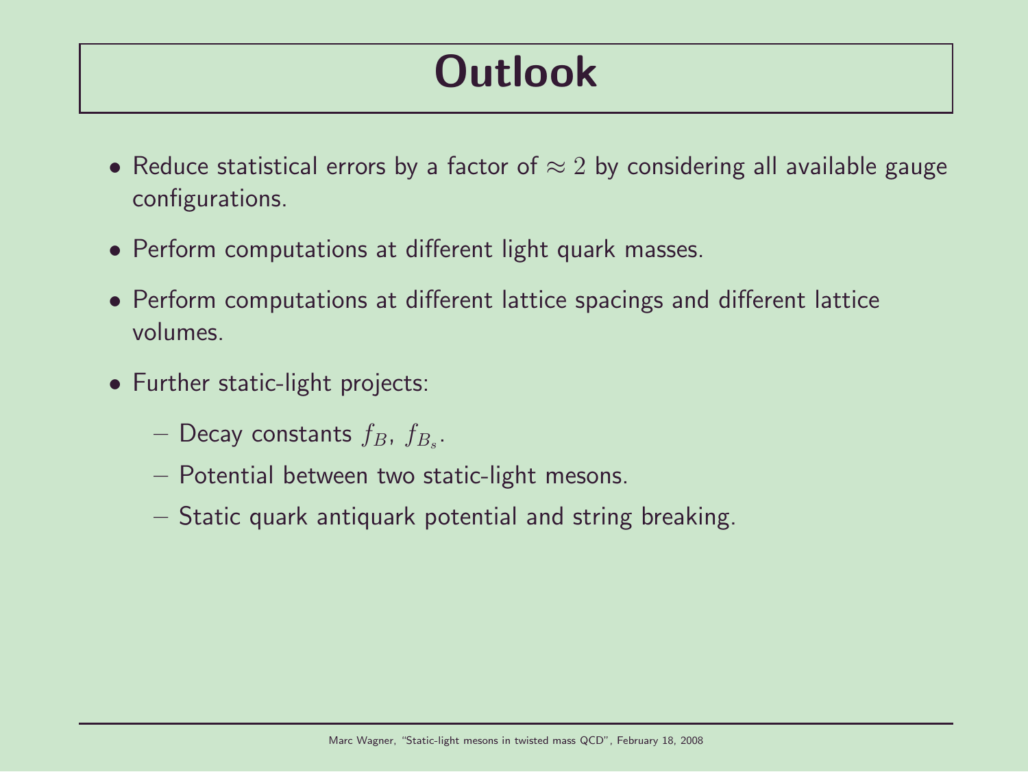# Outlook

- Reduce statistical errors by a factor of $\approx 2$ by considering all available gauge configurations.
- Perform computations at different light quark masses.
- Perform computations at different lattice spacings and different lattice volumes.
- Further static-light projects:
  - Decay constants $f_B$, $f_{B_s}$.
  - Potential between two static-light mesons.
  - Static quark antiquark potential and string breaking.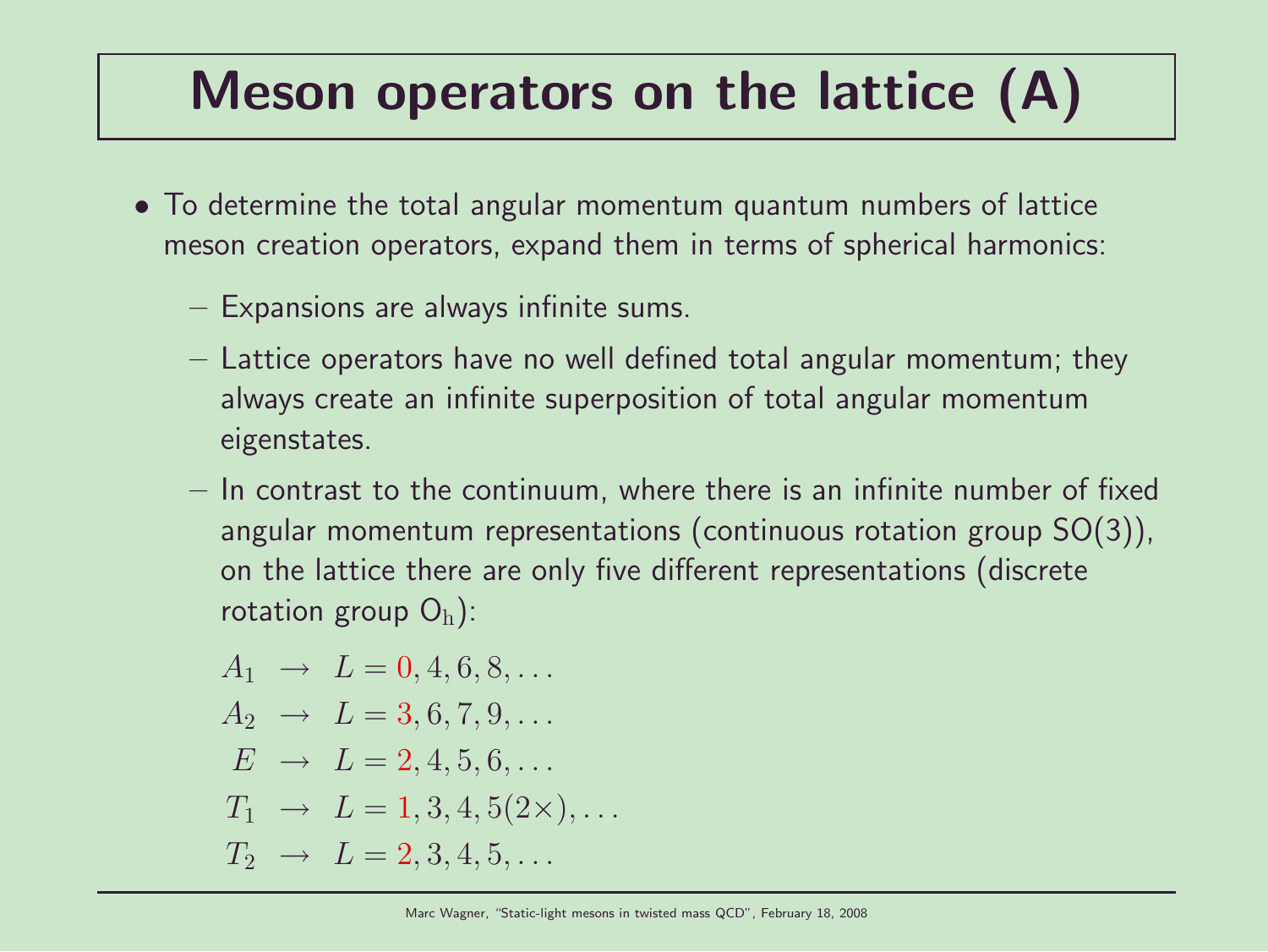# Meson operators on the lattice (A)

- To determine the total angular momentum quantum numbers of lattice meson creation operators, expand them in terms of spherical harmonics:
  - Expansions are always infinite sums.
  - Lattice operators have no well defined total angular momentum; they always create an infinite superposition of total angular momentum eigenstates.
  - In contrast to the continuum, where there is an infinite number of fixed angular momentum representations (continuous rotation group SO(3)), on the lattice there are only five different representations (discrete rotation group $\mathrm{O_h}$):

$$
\begin{aligned}
A_1 &\rightarrow L = 0, 4, 6, 8, \ldots \\
A_2 &\rightarrow L = 3, 6, 7, 9, \ldots \\
E &\rightarrow L = 2, 4, 5, 6, \ldots \\
T_1 &\rightarrow L = 1, 3, 4, 5(2\times), \ldots \\
T_2 &\rightarrow L = 2, 3, 4, 5, \ldots
\end{aligned}
$$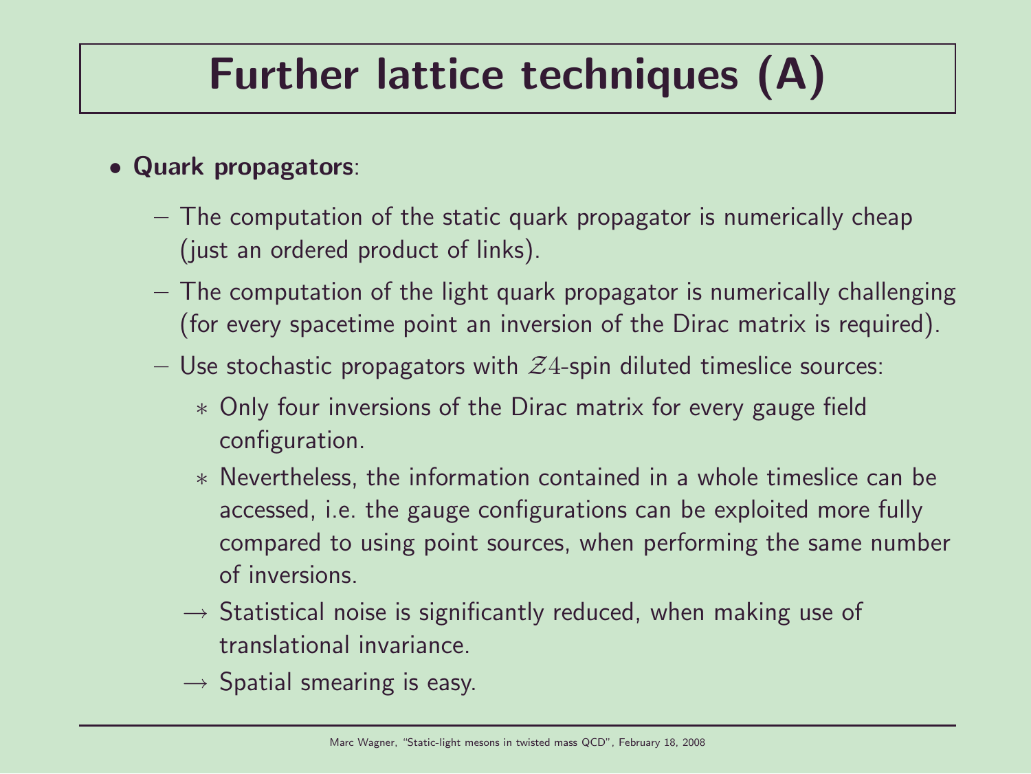# Further lattice techniques (A)

- **Quark propagators**:
  - The computation of the static quark propagator is numerically cheap (just an ordered product of links).
  - The computation of the light quark propagator is numerically challenging (for every spacetime point an inversion of the Dirac matrix is required).
  - Use stochastic propagators with $\mathcal{Z}4$-spin diluted timeslice sources:
    - * Only four inversions of the Dirac matrix for every gauge field configuration.
    - * Nevertheless, the information contained in a whole timeslice can be accessed, i.e. the gauge configurations can be exploited more fully compared to using point sources, when performing the same number of inversions.
  - $\rightarrow$ Statistical noise is significantly reduced, when making use of translational invariance.
  - $\rightarrow$ Spatial smearing is easy.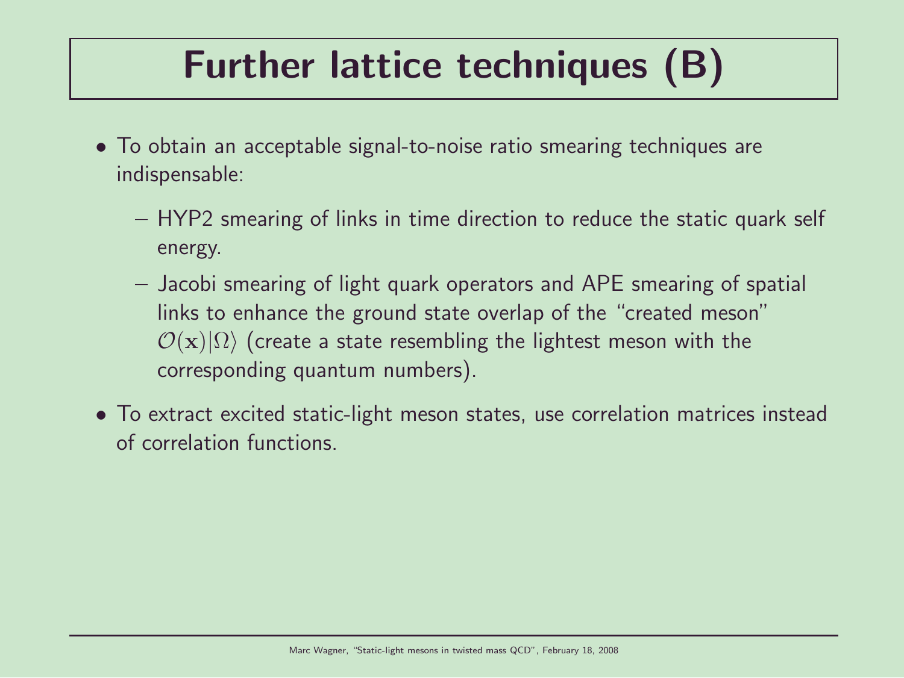# Further lattice techniques (B)

- To obtain an acceptable signal-to-noise ratio smearing techniques are indispensable:
  - HYP2 smearing of links in time direction to reduce the static quark self energy.
  - Jacobi smearing of light quark operators and APE smearing of spatial links to enhance the ground state overlap of the "created meson" $\mathcal{O}(\mathbf{x})|\Omega\rangle$ (create a state resembling the lightest meson with the corresponding quantum numbers).
- To extract excited static-light meson states, use correlation matrices instead of correlation functions.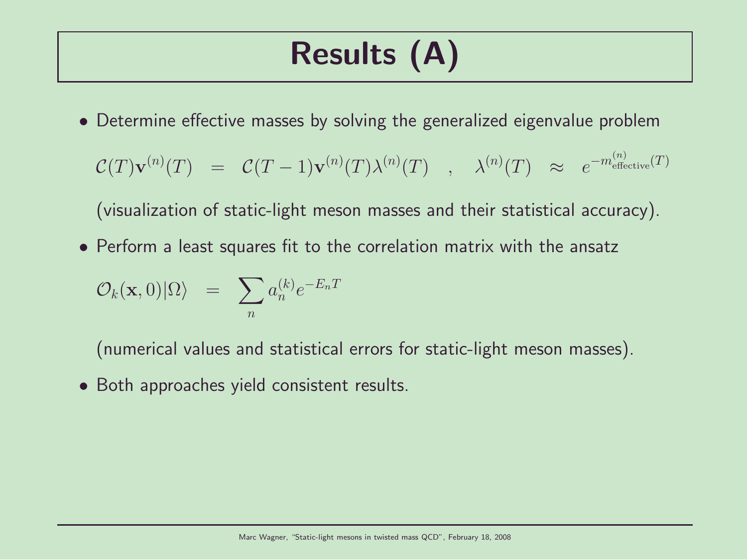# Results (A)

- Determine effective masses by solving the generalized eigenvalue problem

$$\mathcal{C}(T)\mathbf{v}^{(n)}(T) \;\; = \;\; \mathcal{C}(T-1)\mathbf{v}^{(n)}(T)\lambda^{(n)}(T) \quad , \quad \lambda^{(n)}(T) \;\; \approx \;\; e^{-m_{\textrm{effective}}^{(n)}(T)}$$

  (visualization of static-light meson masses and their statistical accuracy).

- Perform a least squares fit to the correlation matrix with the ansatz

$$\mathcal{O}_k(\mathbf{x},0)|\Omega\rangle \;\; = \;\; \sum_n a_n^{(k)} e^{-E_n T}$$

  (numerical values and statistical errors for static-light meson masses).

- Both approaches yield consistent results.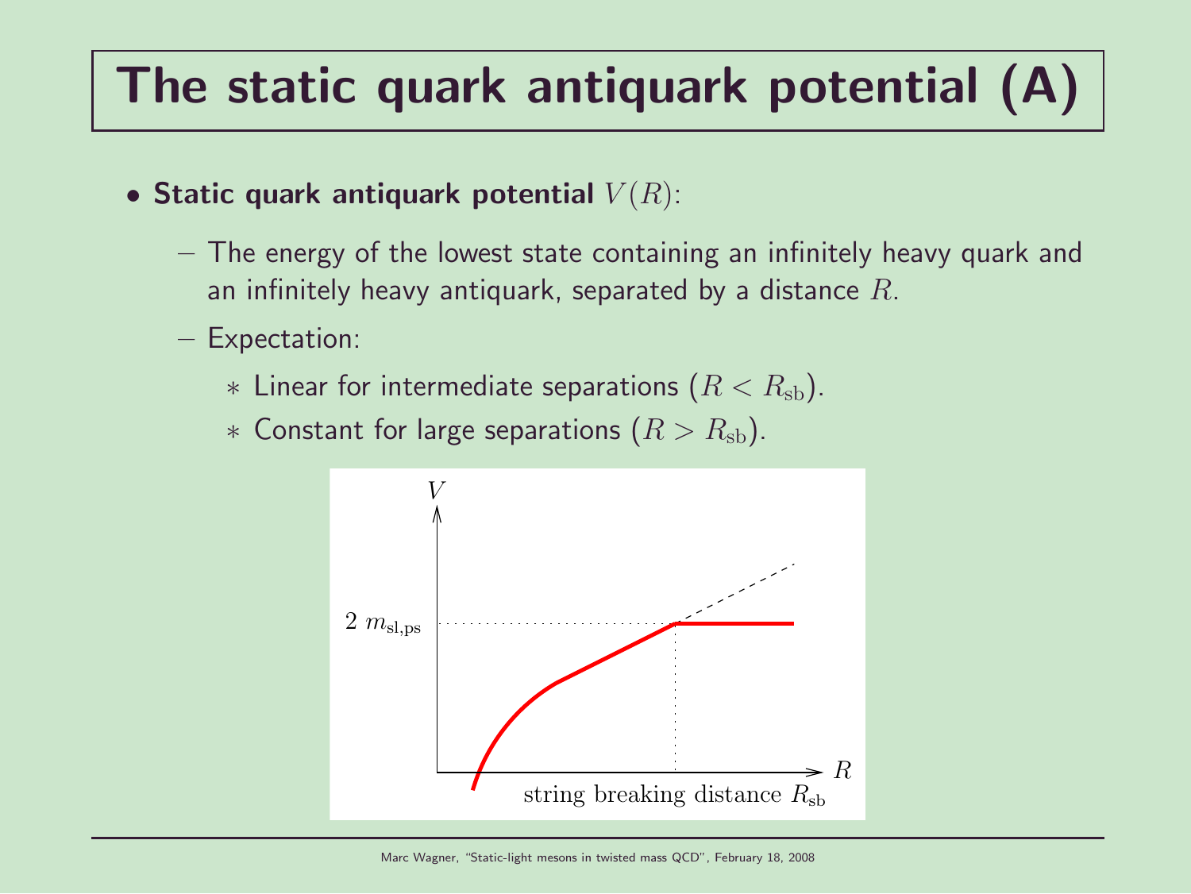# The static quark antiquark potential (A)

- **Static quark antiquark potential** $V(R)$:
  - The energy of the lowest state containing an infinitely heavy quark and an infinitely heavy antiquark, separated by a distance $R$.
  - Expectation:
    - Linear for intermediate separations ($R < R_{\mathrm{sb}}$).
    - Constant for large separations ($R > R_{\mathrm{sb}}$).

$V$

$2\ m_{\mathrm{sl,ps}}$

$R$

string breaking distance $R_{\mathrm{sb}}$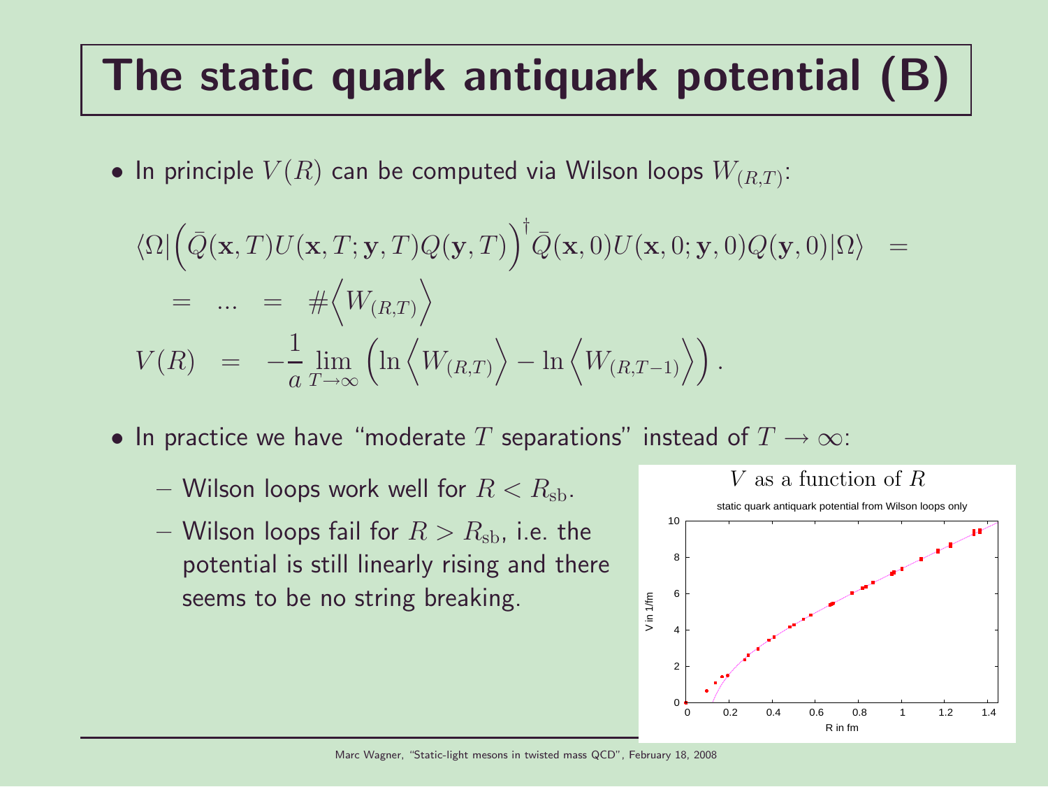# The static quark antiquark potential (B)

- In principle $V(R)$ can be computed via Wilson loops $W_{(R,T)}$:

$$
\begin{aligned}
&\langle\Omega|\Big(\bar{Q}(\mathbf{x},T)U(\mathbf{x},T;\mathbf{y},T)Q(\mathbf{y},T)\Big)^\dagger \bar{Q}(\mathbf{x},0)U(\mathbf{x},0;\mathbf{y},0)Q(\mathbf{y},0)|\Omega\rangle \quad = \\
&\quad = \quad \ldots \quad = \quad \#\Big\langle W_{(R,T)}\Big\rangle \\
&V(R) \quad = \quad -\frac{1}{a}\lim_{T\to\infty}\Big(\ln\Big\langle W_{(R,T)}\Big\rangle - \ln\Big\langle W_{(R,T-1)}\Big\rangle\Big).
\end{aligned}
$$

- In practice we have "moderate $T$ separations" instead of $T \to \infty$:
  - Wilson loops work well for $R < R_{\mathrm{sb}}$.
  - Wilson loops fail for $R > R_{\mathrm{sb}}$, i.e. the potential is still linearly rising and there seems to be no string breaking.

$V$ as a function of $R$

static quark antiquark potential from Wilson loops only

V in 1/fm

R in fm

0 0.2 0.4 0.6 0.8 1 1.2 1.4

0 2 4 6 8 10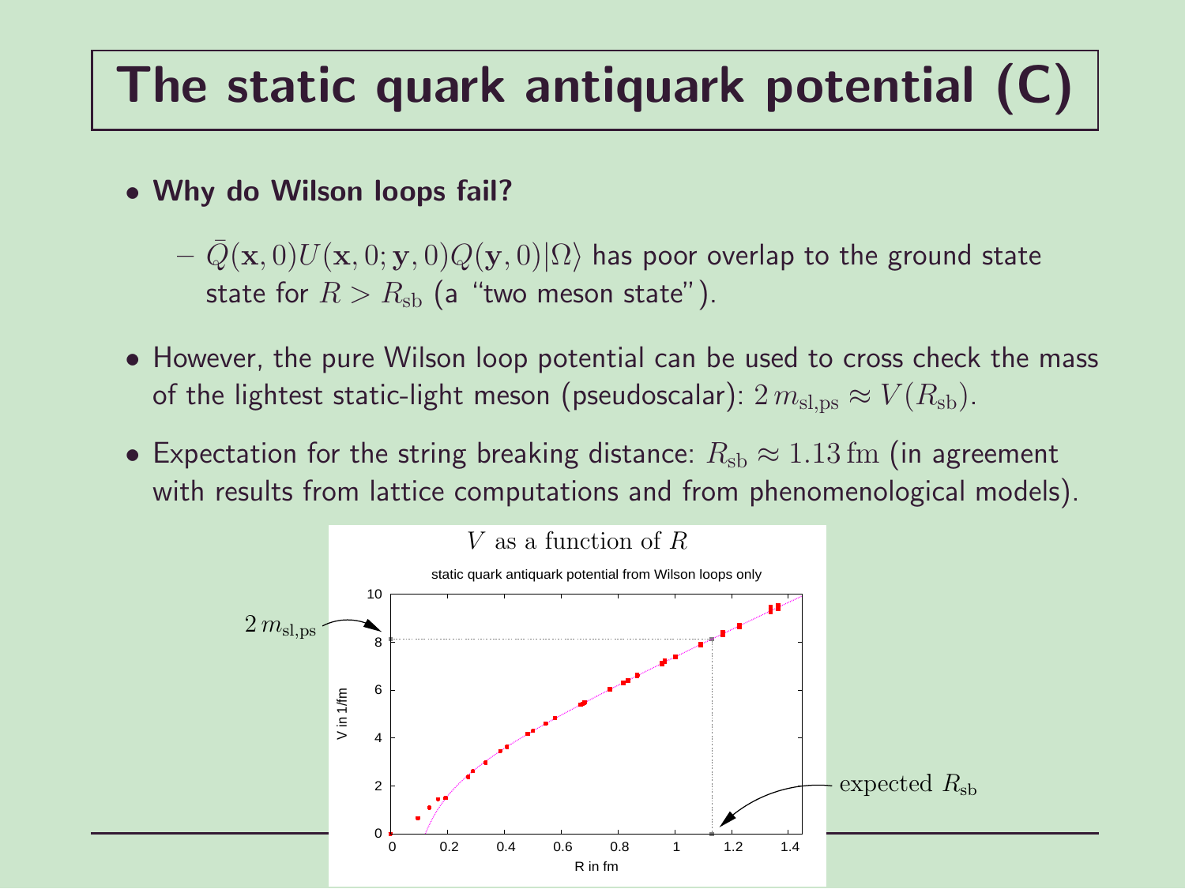# The static quark antiquark potential (C)

- **Why do Wilson loops fail?**
  - $\bar{Q}(\mathbf{x}, 0)U(\mathbf{x}, 0; \mathbf{y}, 0)Q(\mathbf{y}, 0)|\Omega\rangle$ has poor overlap to the ground state state for $R > R_{\mathrm{sb}}$ (a "two meson state").
- However, the pure Wilson loop potential can be used to cross check the mass of the lightest static-light meson (pseudoscalar): $2\, m_{\mathrm{sl,ps}} \approx V(R_{\mathrm{sb}})$.
- Expectation for the string breaking distance: $R_{\mathrm{sb}} \approx 1.13\,\mathrm{fm}$ (in agreement with results from lattice computations and from phenomenological models).

$V$ as a function of $R$

static quark antiquark potential from Wilson loops only

V in 1/fm

R in fm

$2\, m_{\mathrm{sl,ps}}$

expected $R_{\mathrm{sb}}$

0, 2, 4, 6, 8, 10

0, 0.2, 0.4, 0.6, 0.8, 1, 1.2, 1.4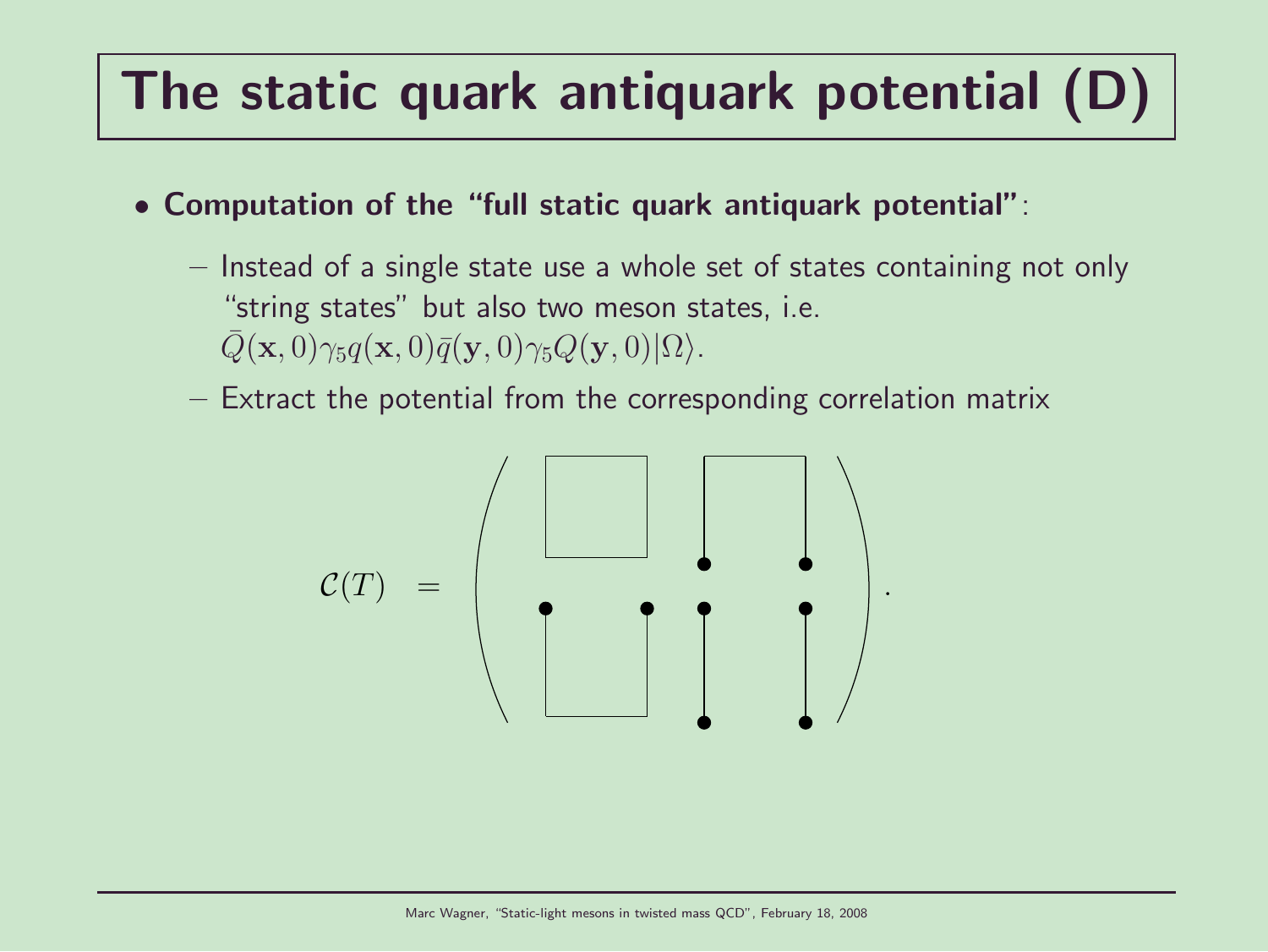# The static quark antiquark potential (D)

- **Computation of the "full static quark antiquark potential"**:
  - Instead of a single state use a whole set of states containing not only "string states" but also two meson states, i.e. $\bar{Q}(\mathbf{x},0)\gamma_5 q(\mathbf{x},0)\bar{q}(\mathbf{y},0)\gamma_5 Q(\mathbf{y},0)|\Omega\rangle$.
  - Extract the potential from the corresponding correlation matrix

$$\mathcal{C}(T) \quad = \quad \left( \; \cdots \; \right).$$